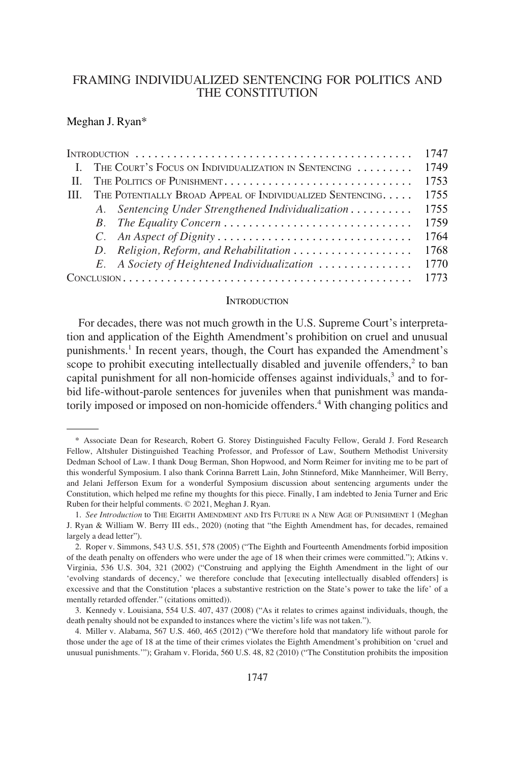# FRAMING INDIVIDUALIZED SENTENCING FOR POLITICS AND THE CONSTITUTION

Meghan J. Ryan*

| | |
|---|---|
| INTRODUCTION | 1747 |
| I. THE COURT'S FOCUS ON INDIVIDUALIZATION IN SENTENCING | 1749 |
| II. THE POLITICS OF PUNISHMENT | 1753 |
| III. THE POTENTIALLY BROAD APPEAL OF INDIVIDUALIZED SENTENCING | 1755 |
| A. *Sentencing Under Strengthened Individualization* | 1755 |
| B. *The Equality Concern* | 1759 |
| C. *An Aspect of Dignity* | 1764 |
| D. *Religion, Reform, and Rehabilitation* | 1768 |
| E. *A Society of Heightened Individualization* | 1770 |
| CONCLUSION | 1773 |

## INTRODUCTION

For decades, there was not much growth in the U.S. Supreme Court's interpretation and application of the Eighth Amendment's prohibition on cruel and unusual punishments.[1] In recent years, though, the Court has expanded the Amendment's scope to prohibit executing intellectually disabled and juvenile offenders,[2] to ban capital punishment for all non-homicide offenses against individuals,[3] and to forbid life-without-parole sentences for juveniles when that punishment was mandatorily imposed or imposed on non-homicide offenders.[4] With changing politics and

---

\* Associate Dean for Research, Robert G. Storey Distinguished Faculty Fellow, Gerald J. Ford Research Fellow, Altshuler Distinguished Teaching Professor, and Professor of Law, Southern Methodist University Dedman School of Law. I thank Doug Berman, Shon Hopwood, and Norm Reimer for inviting me to be part of this wonderful Symposium. I also thank Corinna Barrett Lain, John Stinneford, Mike Mannheimer, Will Berry, and Jelani Jefferson Exum for a wonderful Symposium discussion about sentencing arguments under the Constitution, which helped me refine my thoughts for this piece. Finally, I am indebted to Jenia Turner and Eric Ruben for their helpful comments. © 2021, Meghan J. Ryan.

1. *See Introduction* to THE EIGHTH AMENDMENT AND ITS FUTURE IN A NEW AGE OF PUNISHMENT 1 (Meghan J. Ryan & William W. Berry III eds., 2020) (noting that "the Eighth Amendment has, for decades, remained largely a dead letter").

2. Roper v. Simmons, 543 U.S. 551, 578 (2005) ("The Eighth and Fourteenth Amendments forbid imposition of the death penalty on offenders who were under the age of 18 when their crimes were committed."); Atkins v. Virginia, 536 U.S. 304, 321 (2002) ("Construing and applying the Eighth Amendment in the light of our 'evolving standards of decency,' we therefore conclude that [executing intellectually disabled offenders] is excessive and that the Constitution 'places a substantive restriction on the State's power to take the life' of a mentally retarded offender." (citations omitted)).

3. Kennedy v. Louisiana, 554 U.S. 407, 437 (2008) ("As it relates to crimes against individuals, though, the death penalty should not be expanded to instances where the victim's life was not taken.").

4. Miller v. Alabama, 567 U.S. 460, 465 (2012) ("We therefore hold that mandatory life without parole for those under the age of 18 at the time of their crimes violates the Eighth Amendment's prohibition on 'cruel and unusual punishments.'"); Graham v. Florida, 560 U.S. 48, 82 (2010) ("The Constitution prohibits the imposition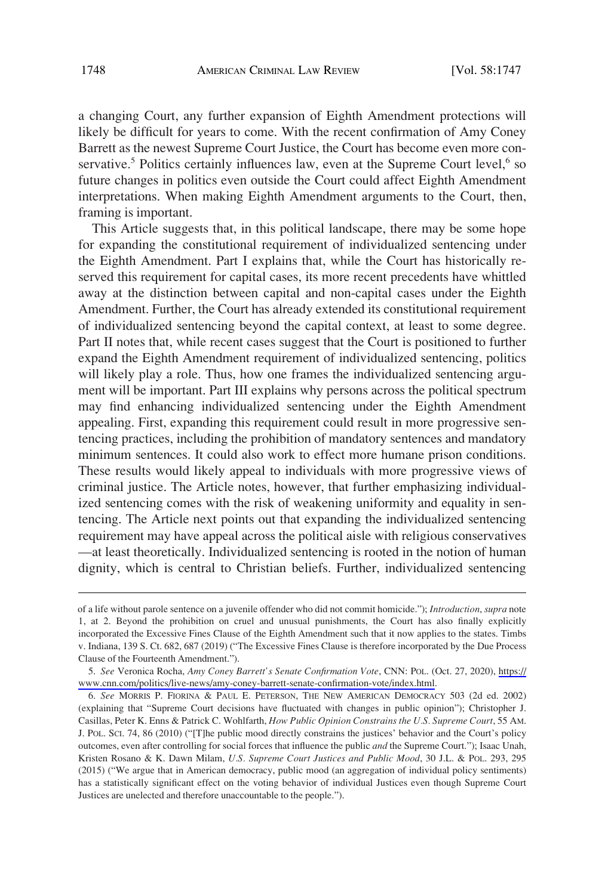a changing Court, any further expansion of Eighth Amendment protections will likely be difficult for years to come. With the recent confirmation of Amy Coney Barrett as the newest Supreme Court Justice, the Court has become even more conservative.[5] Politics certainly influences law, even at the Supreme Court level,[6] so future changes in politics even outside the Court could affect Eighth Amendment interpretations. When making Eighth Amendment arguments to the Court, then, framing is important.

This Article suggests that, in this political landscape, there may be some hope for expanding the constitutional requirement of individualized sentencing under the Eighth Amendment. Part I explains that, while the Court has historically reserved this requirement for capital cases, its more recent precedents have whittled away at the distinction between capital and non-capital cases under the Eighth Amendment. Further, the Court has already extended its constitutional requirement of individualized sentencing beyond the capital context, at least to some degree. Part II notes that, while recent cases suggest that the Court is positioned to further expand the Eighth Amendment requirement of individualized sentencing, politics will likely play a role. Thus, how one frames the individualized sentencing argument will be important. Part III explains why persons across the political spectrum may find enhancing individualized sentencing under the Eighth Amendment appealing. First, expanding this requirement could result in more progressive sentencing practices, including the prohibition of mandatory sentences and mandatory minimum sentences. It could also work to effect more humane prison conditions. These results would likely appeal to individuals with more progressive views of criminal justice. The Article notes, however, that further emphasizing individualized sentencing comes with the risk of weakening uniformity and equality in sentencing. The Article next points out that expanding the individualized sentencing requirement may have appeal across the political aisle with religious conservatives —at least theoretically. Individualized sentencing is rooted in the notion of human dignity, which is central to Christian beliefs. Further, individualized sentencing

---

of a life without parole sentence on a juvenile offender who did not commit homicide."); *Introduction*, *supra* note 1, at 2. Beyond the prohibition on cruel and unusual punishments, the Court has also finally explicitly incorporated the Excessive Fines Clause of the Eighth Amendment such that it now applies to the states. Timbs v. Indiana, 139 S. Ct. 682, 687 (2019) ("The Excessive Fines Clause is therefore incorporated by the Due Process Clause of the Fourteenth Amendment.").

5. *See* Veronica Rocha, *Amy Coney Barrett's Senate Confirmation Vote*, CNN: POL. (Oct. 27, 2020), https://www.cnn.com/politics/live-news/amy-coney-barrett-senate-confirmation-vote/index.html.

6. *See* MORRIS P. FIORINA & PAUL E. PETERSON, THE NEW AMERICAN DEMOCRACY 503 (2d ed. 2002) (explaining that "Supreme Court decisions have fluctuated with changes in public opinion"); Christopher J. Casillas, Peter K. Enns & Patrick C. Wohlfarth, *How Public Opinion Constrains the U.S. Supreme Court*, 55 AM. J. POL. SCI. 74, 86 (2010) ("[T]he public mood directly constrains the justices' behavior and the Court's policy outcomes, even after controlling for social forces that influence the public *and* the Supreme Court."); Isaac Unah, Kristen Rosano & K. Dawn Milam, *U.S. Supreme Court Justices and Public Mood*, 30 J.L. & POL. 293, 295 (2015) ("We argue that in American democracy, public mood (an aggregation of individual policy sentiments) has a statistically significant effect on the voting behavior of individual Justices even though Supreme Court Justices are unelected and therefore unaccountable to the people.").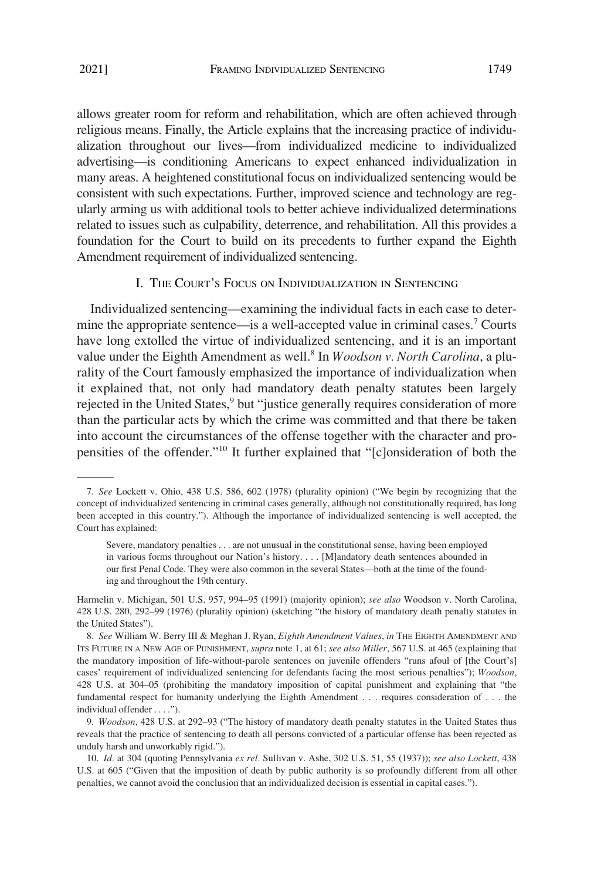allows greater room for reform and rehabilitation, which are often achieved through religious means. Finally, the Article explains that the increasing practice of individualization throughout our lives—from individualized medicine to individualized advertising—is conditioning Americans to expect enhanced individualization in many areas. A heightened constitutional focus on individualized sentencing would be consistent with such expectations. Further, improved science and technology are regularly arming us with additional tools to better achieve individualized determinations related to issues such as culpability, deterrence, and rehabilitation. All this provides a foundation for the Court to build on its precedents to further expand the Eighth Amendment requirement of individualized sentencing.

## I. The Court's Focus on Individualization in Sentencing

Individualized sentencing—examining the individual facts in each case to determine the appropriate sentence—is a well-accepted value in criminal cases.[7] Courts have long extolled the virtue of individualized sentencing, and it is an important value under the Eighth Amendment as well.[8] In *Woodson v. North Carolina*, a plurality of the Court famously emphasized the importance of individualization when it explained that, not only had mandatory death penalty statutes been largely rejected in the United States,[9] but "justice generally requires consideration of more than the particular acts by which the crime was committed and that there be taken into account the circumstances of the offense together with the character and propensities of the offender."[10] It further explained that "[c]onsideration of both the

---

7. *See* Lockett v. Ohio, 438 U.S. 586, 602 (1978) (plurality opinion) ("We begin by recognizing that the concept of individualized sentencing in criminal cases generally, although not constitutionally required, has long been accepted in this country."). Although the importance of individualized sentencing is well accepted, the Court has explained:

> Severe, mandatory penalties . . . are not unusual in the constitutional sense, having been employed in various forms throughout our Nation's history. . . . [M]andatory death sentences abounded in our first Penal Code. They were also common in the several States—both at the time of the founding and throughout the 19th century.

Harmelin v. Michigan, 501 U.S. 957, 994–95 (1991) (majority opinion); *see also* Woodson v. North Carolina, 428 U.S. 280, 292–99 (1976) (plurality opinion) (sketching "the history of mandatory death penalty statutes in the United States").

8. *See* William W. Berry III & Meghan J. Ryan, *Eighth Amendment Values*, *in* THE EIGHTH AMENDMENT AND ITS FUTURE IN A NEW AGE OF PUNISHMENT, *supra* note 1, at 61; *see also Miller*, 567 U.S. at 465 (explaining that the mandatory imposition of life-without-parole sentences on juvenile offenders "runs afoul of [the Court's] cases' requirement of individualized sentencing for defendants facing the most serious penalties"); *Woodson*, 428 U.S. at 304–05 (prohibiting the mandatory imposition of capital punishment and explaining that "the fundamental respect for humanity underlying the Eighth Amendment . . . requires consideration of . . . the individual offender . . . .").

9. *Woodson*, 428 U.S. at 292–93 ("The history of mandatory death penalty statutes in the United States thus reveals that the practice of sentencing to death all persons convicted of a particular offense has been rejected as unduly harsh and unworkably rigid.").

10. *Id.* at 304 (quoting Pennsylvania *ex rel.* Sullivan v. Ashe, 302 U.S. 51, 55 (1937)); *see also Lockett*, 438 U.S. at 605 ("Given that the imposition of death by public authority is so profoundly different from all other penalties, we cannot avoid the conclusion that an individualized decision is essential in capital cases.").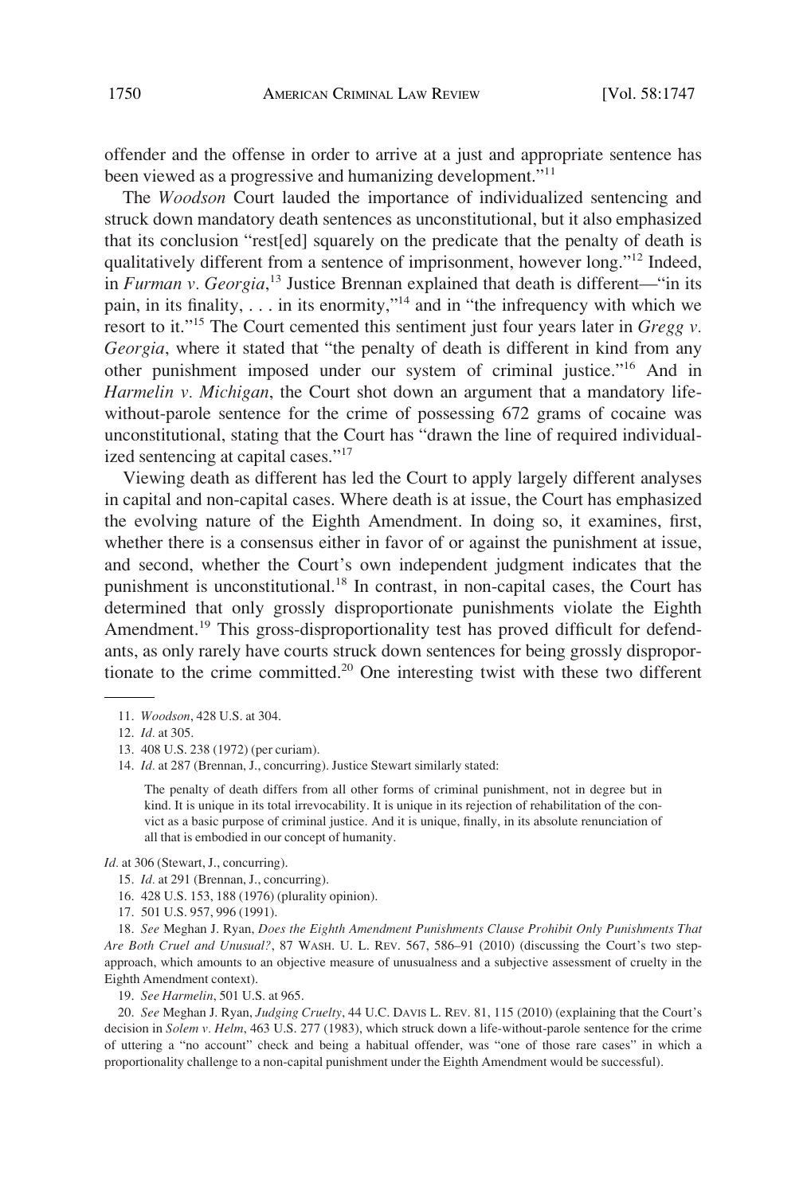offender and the offense in order to arrive at a just and appropriate sentence has been viewed as a progressive and humanizing development."[11]

The *Woodson* Court lauded the importance of individualized sentencing and struck down mandatory death sentences as unconstitutional, but it also emphasized that its conclusion "rest[ed] squarely on the predicate that the penalty of death is qualitatively different from a sentence of imprisonment, however long."[12] Indeed, in *Furman v. Georgia*,[13] Justice Brennan explained that death is different—"in its pain, in its finality, . . . in its enormity,"[14] and in "the infrequency with which we resort to it."[15] The Court cemented this sentiment just four years later in *Gregg v. Georgia*, where it stated that "the penalty of death is different in kind from any other punishment imposed under our system of criminal justice."[16] And in *Harmelin v. Michigan*, the Court shot down an argument that a mandatory life-without-parole sentence for the crime of possessing 672 grams of cocaine was unconstitutional, stating that the Court has "drawn the line of required individualized sentencing at capital cases."[17]

Viewing death as different has led the Court to apply largely different analyses in capital and non-capital cases. Where death is at issue, the Court has emphasized the evolving nature of the Eighth Amendment. In doing so, it examines, first, whether there is a consensus either in favor of or against the punishment at issue, and second, whether the Court's own independent judgment indicates that the punishment is unconstitutional.[18] In contrast, in non-capital cases, the Court has determined that only grossly disproportionate punishments violate the Eighth Amendment.[19] This gross-disproportionality test has proved difficult for defendants, as only rarely have courts struck down sentences for being grossly disproportionate to the crime committed.[20] One interesting twist with these two different

---

11. *Woodson*, 428 U.S. at 304.

12. *Id.* at 305.

13. 408 U.S. 238 (1972) (per curiam).

14. *Id.* at 287 (Brennan, J., concurring). Justice Stewart similarly stated:

> The penalty of death differs from all other forms of criminal punishment, not in degree but in kind. It is unique in its total irrevocability. It is unique in its rejection of rehabilitation of the convict as a basic purpose of criminal justice. And it is unique, finally, in its absolute renunciation of all that is embodied in our concept of humanity.

*Id.* at 306 (Stewart, J., concurring).

15. *Id.* at 291 (Brennan, J., concurring).

16. 428 U.S. 153, 188 (1976) (plurality opinion).

17. 501 U.S. 957, 996 (1991).

18. *See* Meghan J. Ryan, *Does the Eighth Amendment Punishments Clause Prohibit Only Punishments That Are Both Cruel and Unusual?*, 87 WASH. U. L. REV. 567, 586–91 (2010) (discussing the Court's two step-approach, which amounts to an objective measure of unusualness and a subjective assessment of cruelty in the Eighth Amendment context).

19. *See Harmelin*, 501 U.S. at 965.

20. *See* Meghan J. Ryan, *Judging Cruelty*, 44 U.C. DAVIS L. REV. 81, 115 (2010) (explaining that the Court's decision in *Solem v. Helm*, 463 U.S. 277 (1983), which struck down a life-without-parole sentence for the crime of uttering a "no account" check and being a habitual offender, was "one of those rare cases" in which a proportionality challenge to a non-capital punishment under the Eighth Amendment would be successful).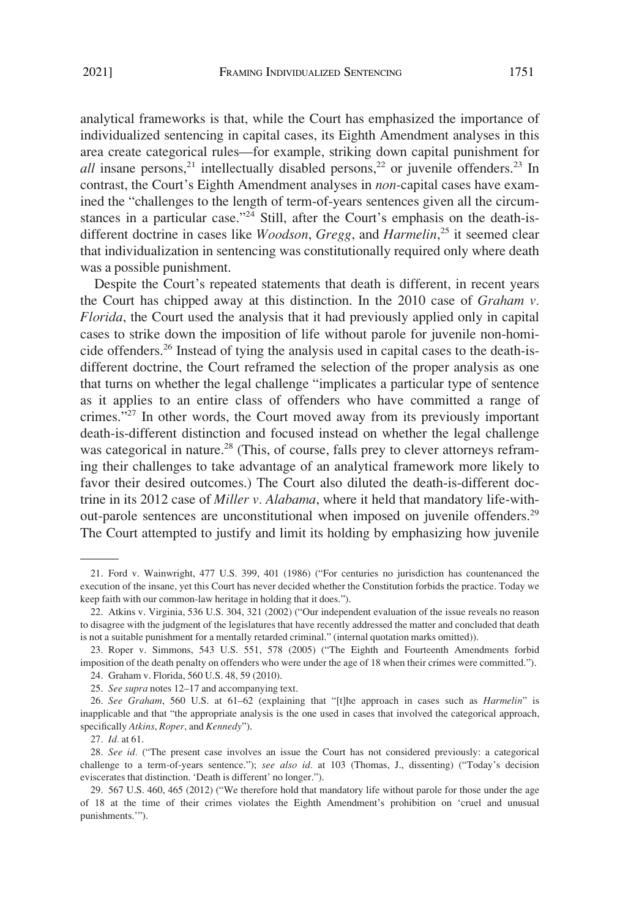analytical frameworks is that, while the Court has emphasized the importance of individualized sentencing in capital cases, its Eighth Amendment analyses in this area create categorical rules—for example, striking down capital punishment for *all* insane persons,[21] intellectually disabled persons,[22] or juvenile offenders.[23] In contrast, the Court's Eighth Amendment analyses in *non*-capital cases have examined the "challenges to the length of term-of-years sentences given all the circumstances in a particular case."[24] Still, after the Court's emphasis on the death-is-different doctrine in cases like *Woodson*, *Gregg*, and *Harmelin*,[25] it seemed clear that individualization in sentencing was constitutionally required only where death was a possible punishment.

Despite the Court's repeated statements that death is different, in recent years the Court has chipped away at this distinction. In the 2010 case of *Graham v. Florida*, the Court used the analysis that it had previously applied only in capital cases to strike down the imposition of life without parole for juvenile non-homicide offenders.[26] Instead of tying the analysis used in capital cases to the death-is-different doctrine, the Court reframed the selection of the proper analysis as one that turns on whether the legal challenge "implicates a particular type of sentence as it applies to an entire class of offenders who have committed a range of crimes."[27] In other words, the Court moved away from its previously important death-is-different distinction and focused instead on whether the legal challenge was categorical in nature.[28] (This, of course, falls prey to clever attorneys reframing their challenges to take advantage of an analytical framework more likely to favor their desired outcomes.) The Court also diluted the death-is-different doctrine in its 2012 case of *Miller v. Alabama*, where it held that mandatory life-without-parole sentences are unconstitutional when imposed on juvenile offenders.[29] The Court attempted to justify and limit its holding by emphasizing how juvenile

---

21. Ford v. Wainwright, 477 U.S. 399, 401 (1986) ("For centuries no jurisdiction has countenanced the execution of the insane, yet this Court has never decided whether the Constitution forbids the practice. Today we keep faith with our common-law heritage in holding that it does.").

22. Atkins v. Virginia, 536 U.S. 304, 321 (2002) ("Our independent evaluation of the issue reveals no reason to disagree with the judgment of the legislatures that have recently addressed the matter and concluded that death is not a suitable punishment for a mentally retarded criminal." (internal quotation marks omitted)).

23. Roper v. Simmons, 543 U.S. 551, 578 (2005) ("The Eighth and Fourteenth Amendments forbid imposition of the death penalty on offenders who were under the age of 18 when their crimes were committed.").

24. Graham v. Florida, 560 U.S. 48, 59 (2010).

25. *See supra* notes 12–17 and accompanying text.

26. *See Graham*, 560 U.S. at 61–62 (explaining that "[t]he approach in cases such as *Harmelin*" is inapplicable and that "the appropriate analysis is the one used in cases that involved the categorical approach, specifically *Atkins*, *Roper*, and *Kennedy*").

27. *Id.* at 61.

28. *See id.* ("The present case involves an issue the Court has not considered previously: a categorical challenge to a term-of-years sentence."); *see also id.* at 103 (Thomas, J., dissenting) ("Today's decision eviscerates that distinction. 'Death is different' no longer.").

29. 567 U.S. 460, 465 (2012) ("We therefore hold that mandatory life without parole for those under the age of 18 at the time of their crimes violates the Eighth Amendment's prohibition on 'cruel and unusual punishments.'").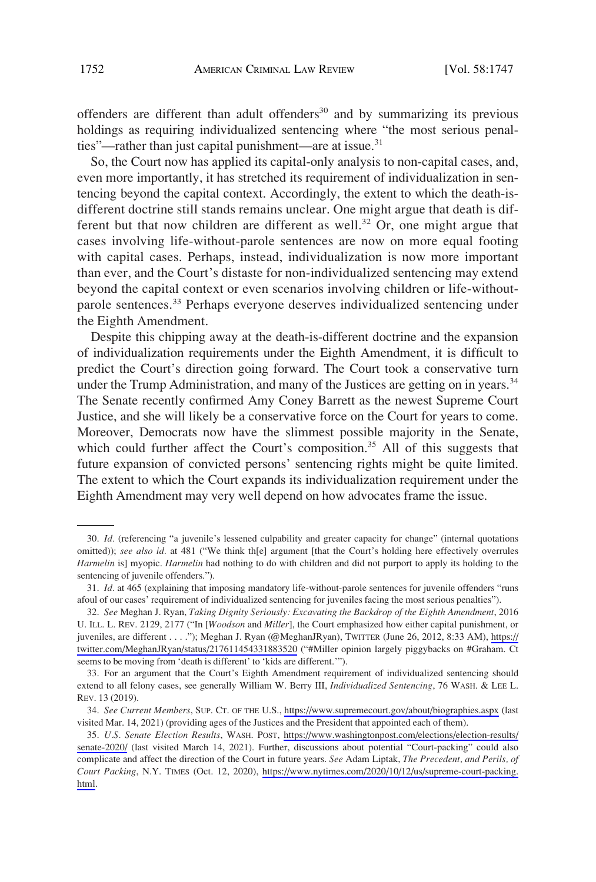offenders are different than adult offenders[30] and by summarizing its previous holdings as requiring individualized sentencing where "the most serious penalties"—rather than just capital punishment—are at issue.[31]

So, the Court now has applied its capital-only analysis to non-capital cases, and, even more importantly, it has stretched its requirement of individualization in sentencing beyond the capital context. Accordingly, the extent to which the death-is-different doctrine still stands remains unclear. One might argue that death is different but that now children are different as well.[32] Or, one might argue that cases involving life-without-parole sentences are now on more equal footing with capital cases. Perhaps, instead, individualization is now more important than ever, and the Court's distaste for non-individualized sentencing may extend beyond the capital context or even scenarios involving children or life-without-parole sentences.[33] Perhaps everyone deserves individualized sentencing under the Eighth Amendment.

Despite this chipping away at the death-is-different doctrine and the expansion of individualization requirements under the Eighth Amendment, it is difficult to predict the Court's direction going forward. The Court took a conservative turn under the Trump Administration, and many of the Justices are getting on in years.[34] The Senate recently confirmed Amy Coney Barrett as the newest Supreme Court Justice, and she will likely be a conservative force on the Court for years to come. Moreover, Democrats now have the slimmest possible majority in the Senate, which could further affect the Court's composition.[35] All of this suggests that future expansion of convicted persons' sentencing rights might be quite limited. The extent to which the Court expands its individualization requirement under the Eighth Amendment may very well depend on how advocates frame the issue.

---

30. *Id.* (referencing "a juvenile's lessened culpability and greater capacity for change" (internal quotations omitted)); *see also id.* at 481 ("We think th[e] argument [that the Court's holding here effectively overrules *Harmelin* is] myopic. *Harmelin* had nothing to do with children and did not purport to apply its holding to the sentencing of juvenile offenders.").

31. *Id.* at 465 (explaining that imposing mandatory life-without-parole sentences for juvenile offenders "runs afoul of our cases' requirement of individualized sentencing for juveniles facing the most serious penalties").

32. *See* Meghan J. Ryan, *Taking Dignity Seriously: Excavating the Backdrop of the Eighth Amendment*, 2016 U. ILL. L. REV. 2129, 2177 ("In [*Woodson* and *Miller*], the Court emphasized how either capital punishment, or juveniles, are different . . . ."); Meghan J. Ryan (@MeghanJRyan), TWITTER (June 26, 2012, 8:33 AM), https://twitter.com/MeghanJRyan/status/217611454331883520 ("#Miller opinion largely piggybacks on #Graham. Ct seems to be moving from 'death is different' to 'kids are different.'").

33. For an argument that the Court's Eighth Amendment requirement of individualized sentencing should extend to all felony cases, see generally William W. Berry III, *Individualized Sentencing*, 76 WASH. & LEE L. REV. 13 (2019).

34. *See Current Members*, SUP. CT. OF THE U.S., https://www.supremecourt.gov/about/biographies.aspx (last visited Mar. 14, 2021) (providing ages of the Justices and the President that appointed each of them).

35. *U.S. Senate Election Results*, WASH. POST, https://www.washingtonpost.com/elections/election-results/senate-2020/ (last visited March 14, 2021). Further, discussions about potential "Court-packing" could also complicate and affect the direction of the Court in future years. *See* Adam Liptak, *The Precedent, and Perils, of Court Packing*, N.Y. TIMES (Oct. 12, 2020), https://www.nytimes.com/2020/10/12/us/supreme-court-packing.html.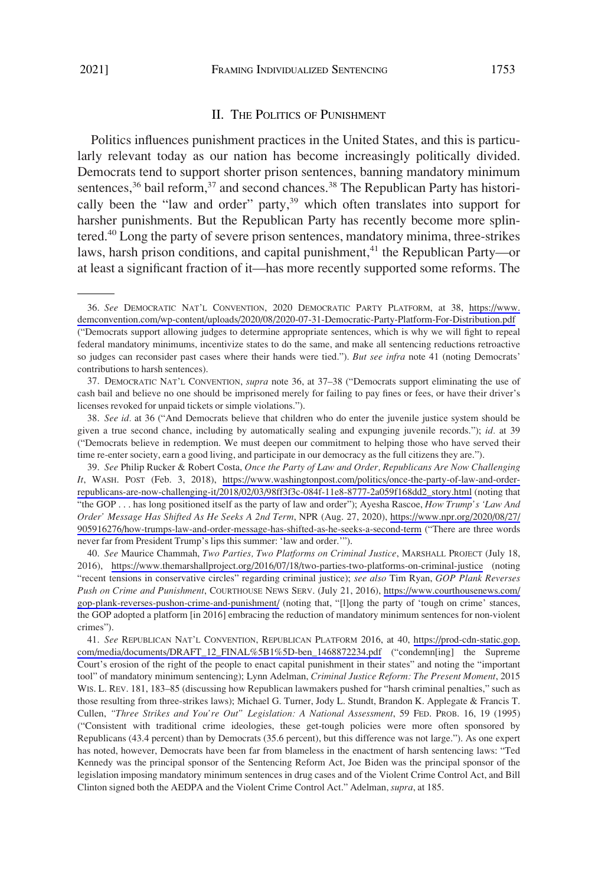## II. The Politics of Punishment

Politics influences punishment practices in the United States, and this is particularly relevant today as our nation has become increasingly politically divided. Democrats tend to support shorter prison sentences, banning mandatory minimum sentences,[36] bail reform,[37] and second chances.[38] The Republican Party has historically been the "law and order" party,[39] which often translates into support for harsher punishments. But the Republican Party has recently become more splintered.[40] Long the party of severe prison sentences, mandatory minima, three-strikes laws, harsh prison conditions, and capital punishment,[41] the Republican Party—or at least a significant fraction of it—has more recently supported some reforms. The

---

36. *See* Democratic Nat'l Convention, 2020 Democratic Party Platform, at 38, https://www.demconvention.com/wp-content/uploads/2020/08/2020-07-31-Democratic-Party-Platform-For-Distribution.pdf ("Democrats support allowing judges to determine appropriate sentences, which is why we will fight to repeal federal mandatory minimums, incentivize states to do the same, and make all sentencing reductions retroactive so judges can reconsider past cases where their hands were tied."). *But see infra* note 41 (noting Democrats' contributions to harsh sentences).

37. Democratic Nat'l Convention, *supra* note 36, at 37–38 ("Democrats support eliminating the use of cash bail and believe no one should be imprisoned merely for failing to pay fines or fees, or have their driver's licenses revoked for unpaid tickets or simple violations.").

38. *See id.* at 36 ("And Democrats believe that children who do enter the juvenile justice system should be given a true second chance, including by automatically sealing and expunging juvenile records."); *id.* at 39 ("Democrats believe in redemption. We must deepen our commitment to helping those who have served their time re-enter society, earn a good living, and participate in our democracy as the full citizens they are.").

39. *See* Philip Rucker & Robert Costa, *Once the Party of Law and Order, Republicans Are Now Challenging It*, Wash. Post (Feb. 3, 2018), https://www.washingtonpost.com/politics/once-the-party-of-law-and-order-republicans-are-now-challenging-it/2018/02/03/98ff3f3c-084f-11e8-8777-2a059f168dd2_story.html (noting that "the GOP . . . has long positioned itself as the party of law and order"); Ayesha Rascoe, *How Trump's 'Law And Order' Message Has Shifted As He Seeks A 2nd Term*, NPR (Aug. 27, 2020), https://www.npr.org/2020/08/27/905916276/how-trumps-law-and-order-message-has-shifted-as-he-seeks-a-second-term ("There are three words never far from President Trump's lips this summer: 'law and order.'").

40. *See* Maurice Chammah, *Two Parties, Two Platforms on Criminal Justice*, Marshall Project (July 18, 2016), https://www.themarshallproject.org/2016/07/18/two-parties-two-platforms-on-criminal-justice (noting "recent tensions in conservative circles" regarding criminal justice); *see also* Tim Ryan, *GOP Plank Reverses Push on Crime and Punishment*, Courthouse News Serv. (July 21, 2016), https://www.courthousenews.com/gop-plank-reverses-pushon-crime-and-punishment/ (noting that, "[l]ong the party of 'tough on crime' stances, the GOP adopted a platform [in 2016] embracing the reduction of mandatory minimum sentences for non-violent crimes").

41. *See* Republican Nat'l Convention, Republican Platform 2016, at 40, https://prod-cdn-static.gop.com/media/documents/DRAFT_12_FINAL%5B1%5D-ben_1468872234.pdf ("condemn[ing] the Supreme Court's erosion of the right of the people to enact capital punishment in their states" and noting the "important tool" of mandatory minimum sentencing); Lynn Adelman, *Criminal Justice Reform: The Present Moment*, 2015 Wis. L. Rev. 181, 183–85 (discussing how Republican lawmakers pushed for "harsh criminal penalties," such as those resulting from three-strikes laws); Michael G. Turner, Jody L. Stundt, Brandon K. Applegate & Francis T. Cullen, *"Three Strikes and You're Out" Legislation: A National Assessment*, 59 Fed. Prob. 16, 19 (1995) ("Consistent with traditional crime ideologies, these get-tough policies were more often sponsored by Republicans (43.4 percent) than by Democrats (35.6 percent), but this difference was not large."). As one expert has noted, however, Democrats have been far from blameless in the enactment of harsh sentencing laws: "Ted Kennedy was the principal sponsor of the Sentencing Reform Act, Joe Biden was the principal sponsor of the legislation imposing mandatory minimum sentences in drug cases and of the Violent Crime Control Act, and Bill Clinton signed both the AEDPA and the Violent Crime Control Act." Adelman, *supra*, at 185.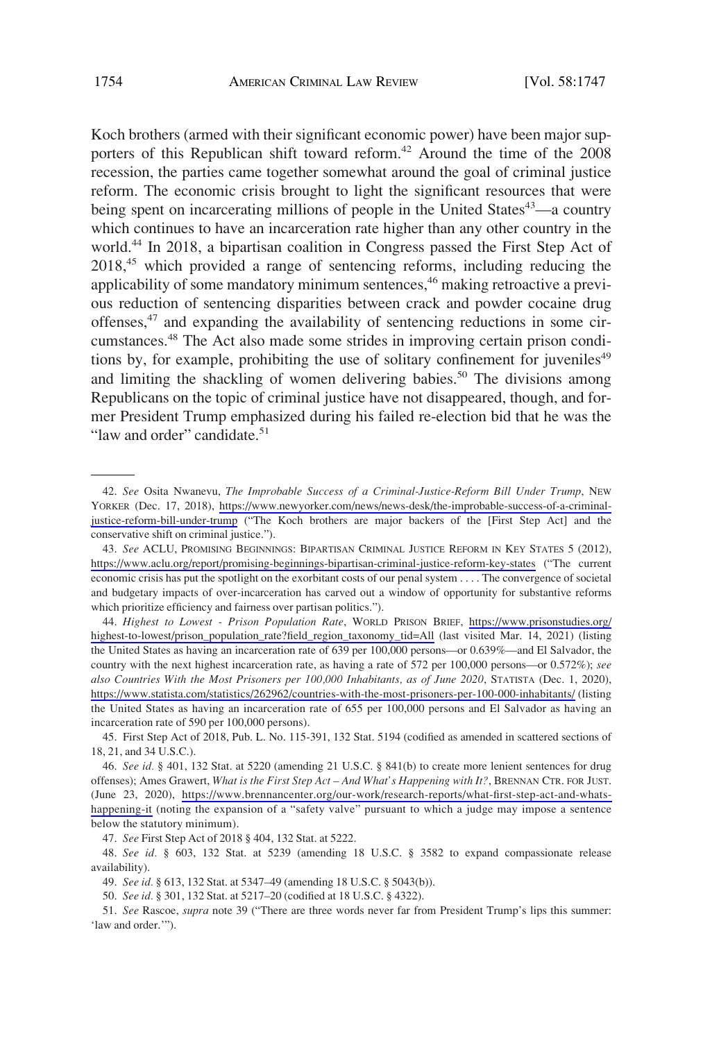Koch brothers (armed with their significant economic power) have been major supporters of this Republican shift toward reform.[42] Around the time of the 2008 recession, the parties came together somewhat around the goal of criminal justice reform. The economic crisis brought to light the significant resources that were being spent on incarcerating millions of people in the United States[43]—a country which continues to have an incarceration rate higher than any other country in the world.[44] In 2018, a bipartisan coalition in Congress passed the First Step Act of 2018,[45] which provided a range of sentencing reforms, including reducing the applicability of some mandatory minimum sentences,[46] making retroactive a previous reduction of sentencing disparities between crack and powder cocaine drug offenses,[47] and expanding the availability of sentencing reductions in some circumstances.[48] The Act also made some strides in improving certain prison conditions by, for example, prohibiting the use of solitary confinement for juveniles[49] and limiting the shackling of women delivering babies.[50] The divisions among Republicans on the topic of criminal justice have not disappeared, though, and former President Trump emphasized during his failed re-election bid that he was the "law and order" candidate.[51]

---

42. *See* Osita Nwanevu, *The Improbable Success of a Criminal-Justice-Reform Bill Under Trump*, NEW YORKER (Dec. 17, 2018), https://www.newyorker.com/news/news-desk/the-improbable-success-of-a-criminal-justice-reform-bill-under-trump ("The Koch brothers are major backers of the [First Step Act] and the conservative shift on criminal justice.").

43. *See* ACLU, PROMISING BEGINNINGS: BIPARTISAN CRIMINAL JUSTICE REFORM IN KEY STATES 5 (2012), https://www.aclu.org/report/promising-beginnings-bipartisan-criminal-justice-reform-key-states ("The current economic crisis has put the spotlight on the exorbitant costs of our penal system . . . . The convergence of societal and budgetary impacts of over-incarceration has carved out a window of opportunity for substantive reforms which prioritize efficiency and fairness over partisan politics.").

44. *Highest to Lowest - Prison Population Rate*, WORLD PRISON BRIEF, https://www.prisonstudies.org/highest-to-lowest/prison_population_rate?field_region_taxonomy_tid=All (last visited Mar. 14, 2021) (listing the United States as having an incarceration rate of 639 per 100,000 persons—or 0.639%—and El Salvador, the country with the next highest incarceration rate, as having a rate of 572 per 100,000 persons—or 0.572%); *see also Countries With the Most Prisoners per 100,000 Inhabitants, as of June 2020*, STATISTA (Dec. 1, 2020), https://www.statista.com/statistics/262962/countries-with-the-most-prisoners-per-100-000-inhabitants/ (listing the United States as having an incarceration rate of 655 per 100,000 persons and El Salvador as having an incarceration rate of 590 per 100,000 persons).

45. First Step Act of 2018, Pub. L. No. 115-391, 132 Stat. 5194 (codified as amended in scattered sections of 18, 21, and 34 U.S.C.).

46. *See id.* § 401, 132 Stat. at 5220 (amending 21 U.S.C. § 841(b) to create more lenient sentences for drug offenses); Ames Grawert, *What is the First Step Act – And What's Happening with It?*, BRENNAN CTR. FOR JUST. (June 23, 2020), https://www.brennancenter.org/our-work/research-reports/what-first-step-act-and-whats-happening-it (noting the expansion of a "safety valve" pursuant to which a judge may impose a sentence below the statutory minimum).

47. *See* First Step Act of 2018 § 404, 132 Stat. at 5222.

48. *See id.* § 603, 132 Stat. at 5239 (amending 18 U.S.C. § 3582 to expand compassionate release availability).

49. *See id.* § 613, 132 Stat. at 5347–49 (amending 18 U.S.C. § 5043(b)).

50. *See id.* § 301, 132 Stat. at 5217–20 (codified at 18 U.S.C. § 4322).

51. *See* Rascoe, *supra* note 39 ("There are three words never far from President Trump's lips this summer: 'law and order.'").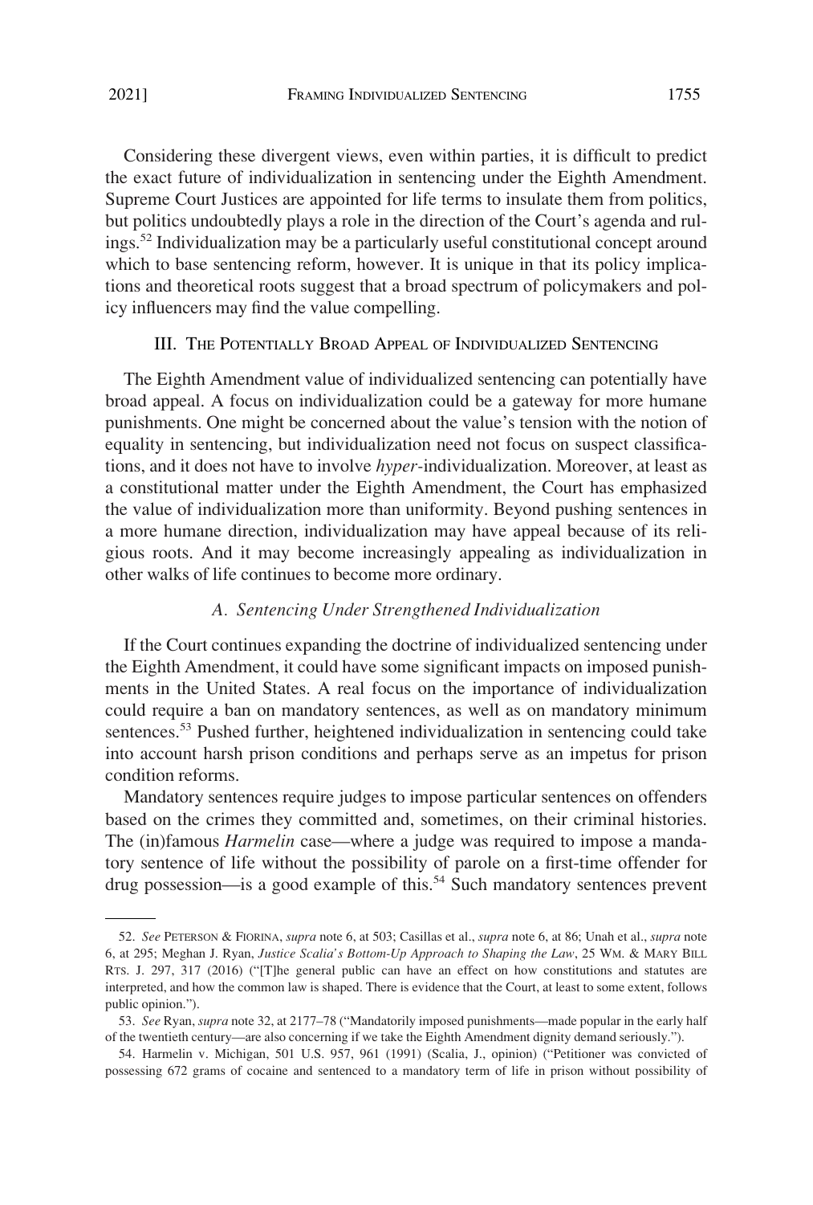Considering these divergent views, even within parties, it is difficult to predict the exact future of individualization in sentencing under the Eighth Amendment. Supreme Court Justices are appointed for life terms to insulate them from politics, but politics undoubtedly plays a role in the direction of the Court's agenda and rulings.[52] Individualization may be a particularly useful constitutional concept around which to base sentencing reform, however. It is unique in that its policy implications and theoretical roots suggest that a broad spectrum of policymakers and policy influencers may find the value compelling.

## III. The Potentially Broad Appeal of Individualized Sentencing

The Eighth Amendment value of individualized sentencing can potentially have broad appeal. A focus on individualization could be a gateway for more humane punishments. One might be concerned about the value's tension with the notion of equality in sentencing, but individualization need not focus on suspect classifications, and it does not have to involve *hyper*-individualization. Moreover, at least as a constitutional matter under the Eighth Amendment, the Court has emphasized the value of individualization more than uniformity. Beyond pushing sentences in a more humane direction, individualization may have appeal because of its religious roots. And it may become increasingly appealing as individualization in other walks of life continues to become more ordinary.

### *A. Sentencing Under Strengthened Individualization*

If the Court continues expanding the doctrine of individualized sentencing under the Eighth Amendment, it could have some significant impacts on imposed punishments in the United States. A real focus on the importance of individualization could require a ban on mandatory sentences, as well as on mandatory minimum sentences.[53] Pushed further, heightened individualization in sentencing could take into account harsh prison conditions and perhaps serve as an impetus for prison condition reforms.

Mandatory sentences require judges to impose particular sentences on offenders based on the crimes they committed and, sometimes, on their criminal histories. The (in)famous *Harmelin* case—where a judge was required to impose a mandatory sentence of life without the possibility of parole on a first-time offender for drug possession—is a good example of this.[54] Such mandatory sentences prevent

---

52. *See* Peterson & Fiorina, *supra* note 6, at 503; Casillas et al., *supra* note 6, at 86; Unah et al., *supra* note 6, at 295; Meghan J. Ryan, *Justice Scalia's Bottom-Up Approach to Shaping the Law*, 25 Wm. & Mary Bill Rts. J. 297, 317 (2016) ("[T]he general public can have an effect on how constitutions and statutes are interpreted, and how the common law is shaped. There is evidence that the Court, at least to some extent, follows public opinion.").

53. *See* Ryan, *supra* note 32, at 2177–78 ("Mandatorily imposed punishments—made popular in the early half of the twentieth century—are also concerning if we take the Eighth Amendment dignity demand seriously.").

54. Harmelin v. Michigan, 501 U.S. 957, 961 (1991) (Scalia, J., opinion) ("Petitioner was convicted of possessing 672 grams of cocaine and sentenced to a mandatory term of life in prison without possibility of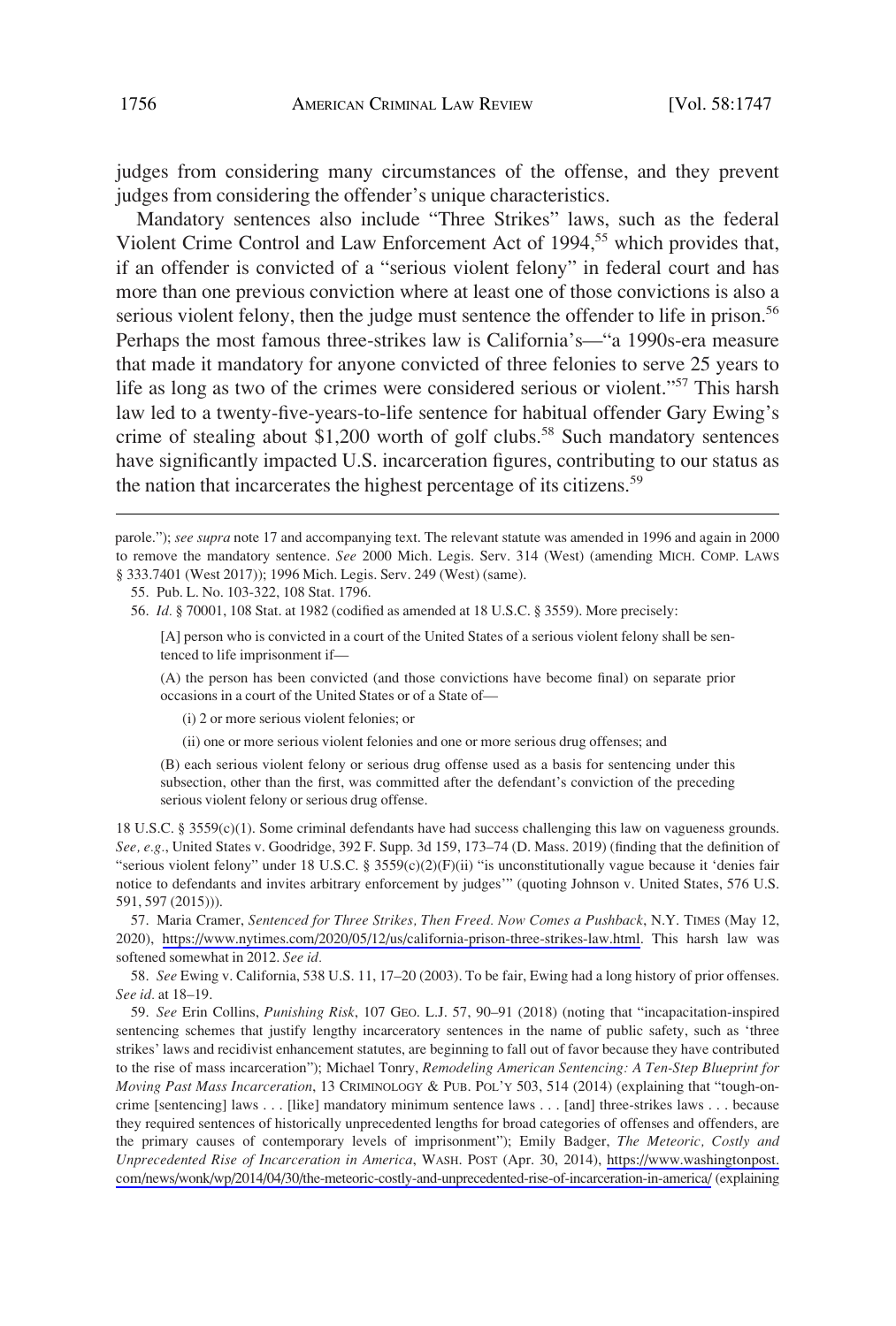judges from considering many circumstances of the offense, and they prevent judges from considering the offender's unique characteristics.

Mandatory sentences also include "Three Strikes" laws, such as the federal Violent Crime Control and Law Enforcement Act of 1994,[55] which provides that, if an offender is convicted of a "serious violent felony" in federal court and has more than one previous conviction where at least one of those convictions is also a serious violent felony, then the judge must sentence the offender to life in prison.[56] Perhaps the most famous three-strikes law is California's—"a 1990s-era measure that made it mandatory for anyone convicted of three felonies to serve 25 years to life as long as two of the crimes were considered serious or violent."[57] This harsh law led to a twenty-five-years-to-life sentence for habitual offender Gary Ewing's crime of stealing about $1,200 worth of golf clubs.[58] Such mandatory sentences have significantly impacted U.S. incarceration figures, contributing to our status as the nation that incarcerates the highest percentage of its citizens.[59]

---

parole."); *see supra* note 17 and accompanying text. The relevant statute was amended in 1996 and again in 2000 to remove the mandatory sentence. *See* 2000 Mich. Legis. Serv. 314 (West) (amending MICH. COMP. LAWS § 333.7401 (West 2017)); 1996 Mich. Legis. Serv. 249 (West) (same).

55. Pub. L. No. 103-322, 108 Stat. 1796.

56. *Id.* § 70001, 108 Stat. at 1982 (codified as amended at 18 U.S.C. § 3559). More precisely:

> [A] person who is convicted in a court of the United States of a serious violent felony shall be sentenced to life imprisonment if—
>
> (A) the person has been convicted (and those convictions have become final) on separate prior occasions in a court of the United States or of a State of—
>
> (i) 2 or more serious violent felonies; or
>
> (ii) one or more serious violent felonies and one or more serious drug offenses; and
>
> (B) each serious violent felony or serious drug offense used as a basis for sentencing under this subsection, other than the first, was committed after the defendant's conviction of the preceding serious violent felony or serious drug offense.

18 U.S.C. § 3559(c)(1). Some criminal defendants have had success challenging this law on vagueness grounds. *See, e.g.*, United States v. Goodridge, 392 F. Supp. 3d 159, 173–74 (D. Mass. 2019) (finding that the definition of "serious violent felony" under 18 U.S.C. § 3559(c)(2)(F)(ii) "is unconstitutionally vague because it 'denies fair notice to defendants and invites arbitrary enforcement by judges'" (quoting Johnson v. United States, 576 U.S. 591, 597 (2015))).

57. Maria Cramer, *Sentenced for Three Strikes, Then Freed. Now Comes a Pushback*, N.Y. TIMES (May 12, 2020), https://www.nytimes.com/2020/05/12/us/california-prison-three-strikes-law.html. This harsh law was softened somewhat in 2012. *See id.*

58. *See* Ewing v. California, 538 U.S. 11, 17–20 (2003). To be fair, Ewing had a long history of prior offenses. *See id.* at 18–19.

59. *See* Erin Collins, *Punishing Risk*, 107 GEO. L.J. 57, 90–91 (2018) (noting that "incapacitation-inspired sentencing schemes that justify lengthy incarceratory sentences in the name of public safety, such as 'three strikes' laws and recidivist enhancement statutes, are beginning to fall out of favor because they have contributed to the rise of mass incarceration"); Michael Tonry, *Remodeling American Sentencing: A Ten-Step Blueprint for Moving Past Mass Incarceration*, 13 CRIMINOLOGY & PUB. POL'Y 503, 514 (2014) (explaining that "tough-on-crime [sentencing] laws . . . [like] mandatory minimum sentence laws . . . [and] three-strikes laws . . . because they required sentences of historically unprecedented lengths for broad categories of offenses and offenders, are the primary causes of contemporary levels of imprisonment"); Emily Badger, *The Meteoric, Costly and Unprecedented Rise of Incarceration in America*, WASH. POST (Apr. 30, 2014), https://www.washingtonpost.com/news/wonk/wp/2014/04/30/the-meteoric-costly-and-unprecedented-rise-of-incarceration-in-america/ (explaining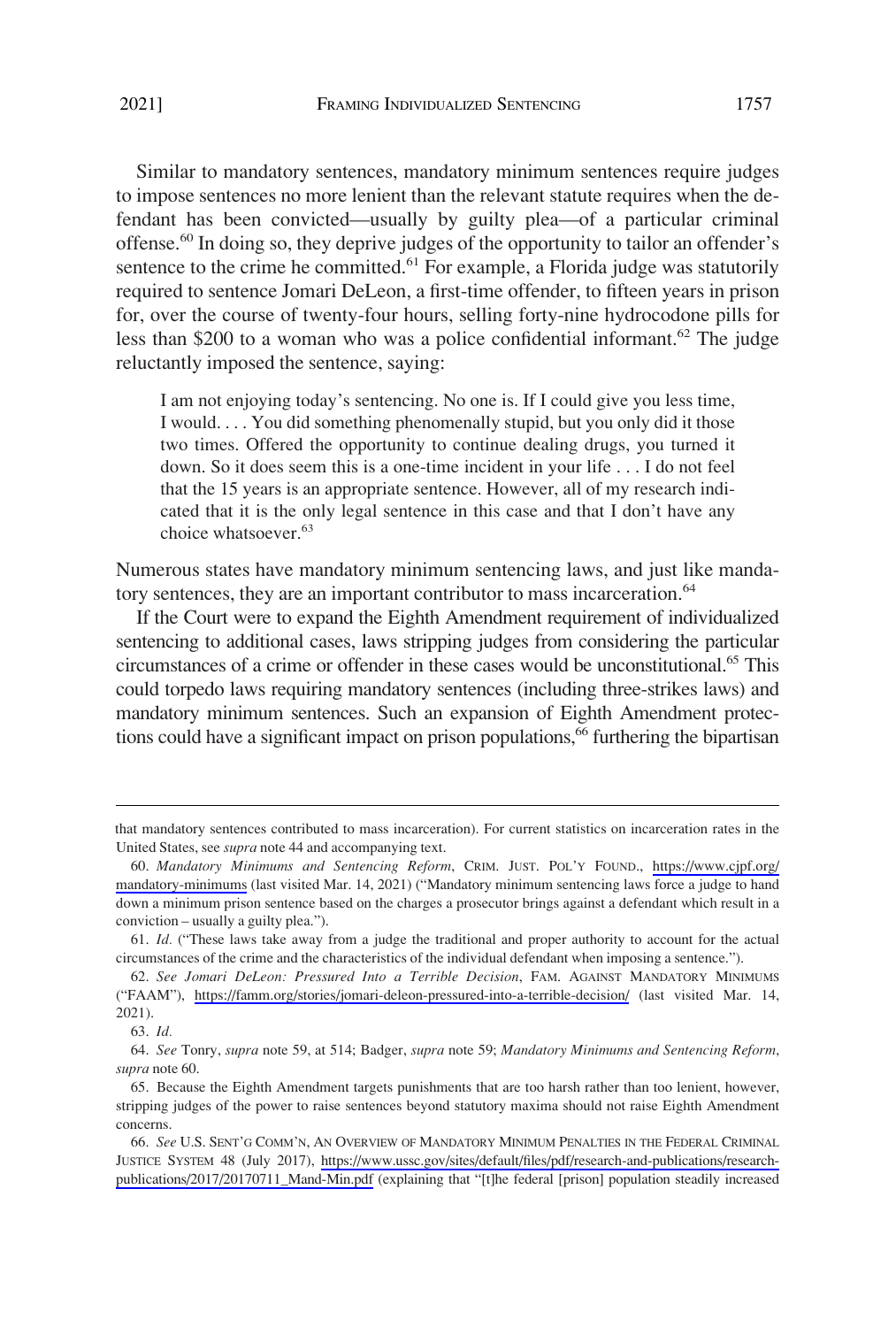Similar to mandatory sentences, mandatory minimum sentences require judges to impose sentences no more lenient than the relevant statute requires when the defendant has been convicted—usually by guilty plea—of a particular criminal offense.[60] In doing so, they deprive judges of the opportunity to tailor an offender's sentence to the crime he committed.[61] For example, a Florida judge was statutorily required to sentence Jomari DeLeon, a first-time offender, to fifteen years in prison for, over the course of twenty-four hours, selling forty-nine hydrocodone pills for less than $200 to a woman who was a police confidential informant.[62] The judge reluctantly imposed the sentence, saying:

> I am not enjoying today's sentencing. No one is. If I could give you less time, I would. . . . You did something phenomenally stupid, but you only did it those two times. Offered the opportunity to continue dealing drugs, you turned it down. So it does seem this is a one-time incident in your life . . . I do not feel that the 15 years is an appropriate sentence. However, all of my research indicated that it is the only legal sentence in this case and that I don't have any choice whatsoever.[63]

Numerous states have mandatory minimum sentencing laws, and just like mandatory sentences, they are an important contributor to mass incarceration.[64]

If the Court were to expand the Eighth Amendment requirement of individualized sentencing to additional cases, laws stripping judges from considering the particular circumstances of a crime or offender in these cases would be unconstitutional.[65] This could torpedo laws requiring mandatory sentences (including three-strikes laws) and mandatory minimum sentences. Such an expansion of Eighth Amendment protections could have a significant impact on prison populations,[66] furthering the bipartisan

---

that mandatory sentences contributed to mass incarceration). For current statistics on incarceration rates in the United States, see *supra* note 44 and accompanying text.

60. *Mandatory Minimums and Sentencing Reform*, CRIM. JUST. POL'Y FOUND., https://www.cjpf.org/mandatory-minimums (last visited Mar. 14, 2021) ("Mandatory minimum sentencing laws force a judge to hand down a minimum prison sentence based on the charges a prosecutor brings against a defendant which result in a conviction – usually a guilty plea.").

61. *Id.* ("These laws take away from a judge the traditional and proper authority to account for the actual circumstances of the crime and the characteristics of the individual defendant when imposing a sentence.").

62. *See Jomari DeLeon: Pressured Into a Terrible Decision*, FAM. AGAINST MANDATORY MINIMUMS ("FAAM"), https://famm.org/stories/jomari-deleon-pressured-into-a-terrible-decision/ (last visited Mar. 14, 2021).

63. *Id.*

64. *See* Tonry, *supra* note 59, at 514; Badger, *supra* note 59; *Mandatory Minimums and Sentencing Reform*, *supra* note 60.

65. Because the Eighth Amendment targets punishments that are too harsh rather than too lenient, however, stripping judges of the power to raise sentences beyond statutory maxima should not raise Eighth Amendment concerns.

66. *See* U.S. SENT'G COMM'N, AN OVERVIEW OF MANDATORY MINIMUM PENALTIES IN THE FEDERAL CRIMINAL JUSTICE SYSTEM 48 (July 2017), https://www.ussc.gov/sites/default/files/pdf/research-and-publications/research-publications/2017/20170711_Mand-Min.pdf (explaining that "[t]he federal [prison] population steadily increased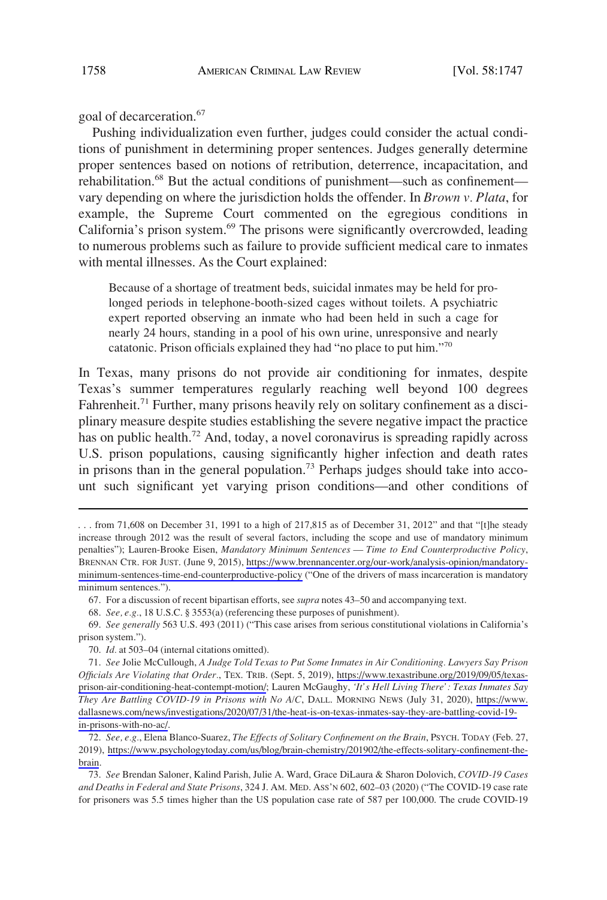goal of decarceration.[67]

Pushing individualization even further, judges could consider the actual conditions of punishment in determining proper sentences. Judges generally determine proper sentences based on notions of retribution, deterrence, incapacitation, and rehabilitation.[68] But the actual conditions of punishment—such as confinement—vary depending on where the jurisdiction holds the offender. In *Brown v. Plata*, for example, the Supreme Court commented on the egregious conditions in California's prison system.[69] The prisons were significantly overcrowded, leading to numerous problems such as failure to provide sufficient medical care to inmates with mental illnesses. As the Court explained:

> Because of a shortage of treatment beds, suicidal inmates may be held for prolonged periods in telephone-booth-sized cages without toilets. A psychiatric expert reported observing an inmate who had been held in such a cage for nearly 24 hours, standing in a pool of his own urine, unresponsive and nearly catatonic. Prison officials explained they had "no place to put him."[70]

In Texas, many prisons do not provide air conditioning for inmates, despite Texas's summer temperatures regularly reaching well beyond 100 degrees Fahrenheit.[71] Further, many prisons heavily rely on solitary confinement as a disciplinary measure despite studies establishing the severe negative impact the practice has on public health.[72] And, today, a novel coronavirus is spreading rapidly across U.S. prison populations, causing significantly higher infection and death rates in prisons than in the general population.[73] Perhaps judges should take into account such significant yet varying prison conditions—and other conditions of

---

. . . from 71,608 on December 31, 1991 to a high of 217,815 as of December 31, 2012" and that "[t]he steady increase through 2012 was the result of several factors, including the scope and use of mandatory minimum penalties"); Lauren-Brooke Eisen, *Mandatory Minimum Sentences — Time to End Counterproductive Policy*, BRENNAN CTR. FOR JUST. (June 9, 2015), https://www.brennancenter.org/our-work/analysis-opinion/mandatory-minimum-sentences-time-end-counterproductive-policy ("One of the drivers of mass incarceration is mandatory minimum sentences.").

67. For a discussion of recent bipartisan efforts, see *supra* notes 43–50 and accompanying text.

68. *See, e.g.*, 18 U.S.C. § 3553(a) (referencing these purposes of punishment).

69. *See generally* 563 U.S. 493 (2011) ("This case arises from serious constitutional violations in California's prison system.").

70. *Id.* at 503–04 (internal citations omitted).

71. *See* Jolie McCullough, *A Judge Told Texas to Put Some Inmates in Air Conditioning. Lawyers Say Prison Officials Are Violating that Order.*, TEX. TRIB. (Sept. 5, 2019), https://www.texastribune.org/2019/09/05/texas-prison-air-conditioning-heat-contempt-motion/; Lauren McGaughy, *'It's Hell Living There': Texas Inmates Say They Are Battling COVID-19 in Prisons with No A/C*, DALL. MORNING NEWS (July 31, 2020), https://www.dallasnews.com/news/investigations/2020/07/31/the-heat-is-on-texas-inmates-say-they-are-battling-covid-19-in-prisons-with-no-ac/.

72. *See, e.g.*, Elena Blanco-Suarez, *The Effects of Solitary Confinement on the Brain*, PSYCH. TODAY (Feb. 27, 2019), https://www.psychologytoday.com/us/blog/brain-chemistry/201902/the-effects-solitary-confinement-the-brain.

73. *See* Brendan Saloner, Kalind Parish, Julie A. Ward, Grace DiLaura & Sharon Dolovich, *COVID-19 Cases and Deaths in Federal and State Prisons*, 324 J. AM. MED. ASS'N 602, 602–03 (2020) ("The COVID-19 case rate for prisoners was 5.5 times higher than the US population case rate of 587 per 100,000. The crude COVID-19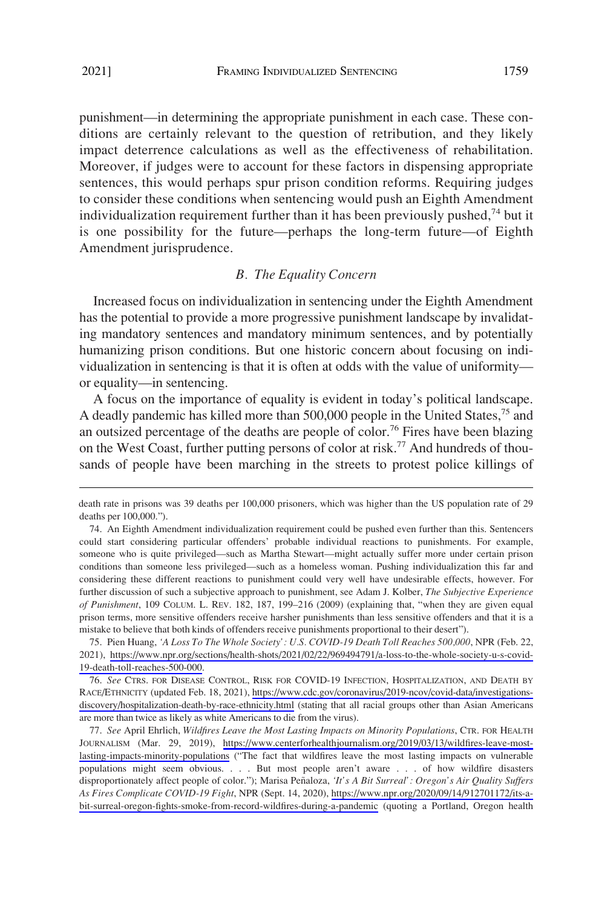punishment—in determining the appropriate punishment in each case. These conditions are certainly relevant to the question of retribution, and they likely impact deterrence calculations as well as the effectiveness of rehabilitation. Moreover, if judges were to account for these factors in dispensing appropriate sentences, this would perhaps spur prison condition reforms. Requiring judges to consider these conditions when sentencing would push an Eighth Amendment individualization requirement further than it has been previously pushed,[74] but it is one possibility for the future—perhaps the long-term future—of Eighth Amendment jurisprudence.

### *B. The Equality Concern*

Increased focus on individualization in sentencing under the Eighth Amendment has the potential to provide a more progressive punishment landscape by invalidating mandatory sentences and mandatory minimum sentences, and by potentially humanizing prison conditions. But one historic concern about focusing on individualization in sentencing is that it is often at odds with the value of uniformity—or equality—in sentencing.

A focus on the importance of equality is evident in today's political landscape. A deadly pandemic has killed more than 500,000 people in the United States,[75] and an outsized percentage of the deaths are people of color.[76] Fires have been blazing on the West Coast, further putting persons of color at risk.[77] And hundreds of thousands of people have been marching in the streets to protest police killings of

---

death rate in prisons was 39 deaths per 100,000 prisoners, which was higher than the US population rate of 29 deaths per 100,000.").

74. An Eighth Amendment individualization requirement could be pushed even further than this. Sentencers could start considering particular offenders' probable individual reactions to punishments. For example, someone who is quite privileged—such as Martha Stewart—might actually suffer more under certain prison conditions than someone less privileged—such as a homeless woman. Pushing individualization this far and considering these different reactions to punishment could very well have undesirable effects, however. For further discussion of such a subjective approach to punishment, see Adam J. Kolber, *The Subjective Experience of Punishment*, 109 COLUM. L. REV. 182, 187, 199–216 (2009) (explaining that, "when they are given equal prison terms, more sensitive offenders receive harsher punishments than less sensitive offenders and that it is a mistake to believe that both kinds of offenders receive punishments proportional to their desert").

75. Pien Huang, *'A Loss To The Whole Society': U.S. COVID-19 Death Toll Reaches 500,000*, NPR (Feb. 22, 2021), https://www.npr.org/sections/health-shots/2021/02/22/969494791/a-loss-to-the-whole-society-u-s-covid-19-death-toll-reaches-500-000.

76. *See* CTRS. FOR DISEASE CONTROL, RISK FOR COVID-19 INFECTION, HOSPITALIZATION, AND DEATH BY RACE/ETHNICITY (updated Feb. 18, 2021), https://www.cdc.gov/coronavirus/2019-ncov/covid-data/investigations-discovery/hospitalization-death-by-race-ethnicity.html (stating that all racial groups other than Asian Americans are more than twice as likely as white Americans to die from the virus).

77. *See* April Ehrlich, *Wildfires Leave the Most Lasting Impacts on Minority Populations*, CTR. FOR HEALTH JOURNALISM (Mar. 29, 2019), https://www.centerforhealthjournalism.org/2019/03/13/wildfires-leave-most-lasting-impacts-minority-populations ("The fact that wildfires leave the most lasting impacts on vulnerable populations might seem obvious. . . . But most people aren't aware . . . of how wildfire disasters disproportionately affect people of color."); Marisa Peñaloza, *'It's A Bit Surreal': Oregon's Air Quality Suffers As Fires Complicate COVID-19 Fight*, NPR (Sept. 14, 2020), https://www.npr.org/2020/09/14/912701172/its-a-bit-surreal-oregon-fights-smoke-from-record-wildfires-during-a-pandemic (quoting a Portland, Oregon health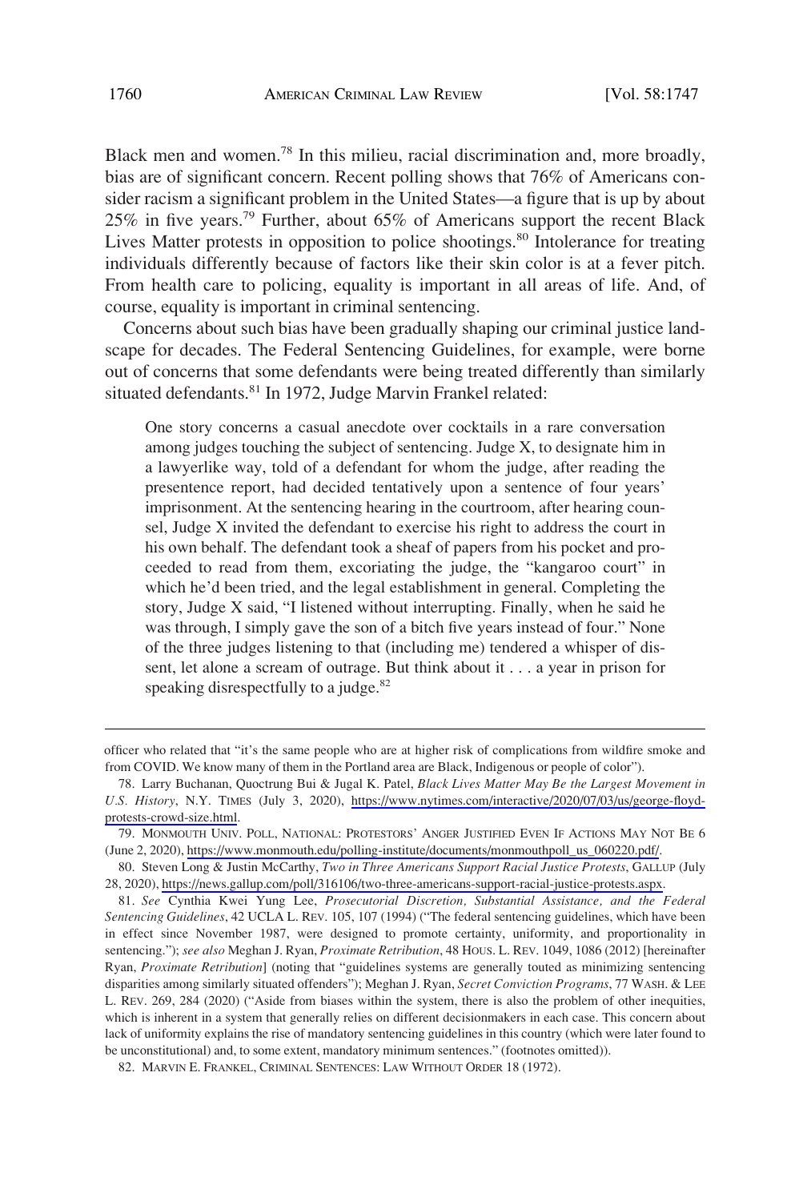Black men and women.[78] In this milieu, racial discrimination and, more broadly, bias are of significant concern. Recent polling shows that 76% of Americans consider racism a significant problem in the United States—a figure that is up by about 25% in five years.[79] Further, about 65% of Americans support the recent Black Lives Matter protests in opposition to police shootings.[80] Intolerance for treating individuals differently because of factors like their skin color is at a fever pitch. From health care to policing, equality is important in all areas of life. And, of course, equality is important in criminal sentencing.

Concerns about such bias have been gradually shaping our criminal justice landscape for decades. The Federal Sentencing Guidelines, for example, were borne out of concerns that some defendants were being treated differently than similarly situated defendants.[81] In 1972, Judge Marvin Frankel related:

> One story concerns a casual anecdote over cocktails in a rare conversation among judges touching the subject of sentencing. Judge X, to designate him in a lawyerlike way, told of a defendant for whom the judge, after reading the presentence report, had decided tentatively upon a sentence of four years' imprisonment. At the sentencing hearing in the courtroom, after hearing counsel, Judge X invited the defendant to exercise his right to address the court in his own behalf. The defendant took a sheaf of papers from his pocket and proceeded to read from them, excoriating the judge, the "kangaroo court" in which he'd been tried, and the legal establishment in general. Completing the story, Judge X said, "I listened without interrupting. Finally, when he said he was through, I simply gave the son of a bitch five years instead of four." None of the three judges listening to that (including me) tendered a whisper of dissent, let alone a scream of outrage. But think about it . . . a year in prison for speaking disrespectfully to a judge.[82]

---

officer who related that "it's the same people who are at higher risk of complications from wildfire smoke and from COVID. We know many of them in the Portland area are Black, Indigenous or people of color").

78. Larry Buchanan, Quoctrung Bui & Jugal K. Patel, *Black Lives Matter May Be the Largest Movement in U.S. History*, N.Y. TIMES (July 3, 2020), https://www.nytimes.com/interactive/2020/07/03/us/george-floyd-protests-crowd-size.html.

79. MONMOUTH UNIV. POLL, NATIONAL: PROTESTORS' ANGER JUSTIFIED EVEN IF ACTIONS MAY NOT BE 6 (June 2, 2020), https://www.monmouth.edu/polling-institute/documents/monmouthpoll_us_060220.pdf/.

80. Steven Long & Justin McCarthy, *Two in Three Americans Support Racial Justice Protests*, GALLUP (July 28, 2020), https://news.gallup.com/poll/316106/two-three-americans-support-racial-justice-protests.aspx.

81. *See* Cynthia Kwei Yung Lee, *Prosecutorial Discretion, Substantial Assistance, and the Federal Sentencing Guidelines*, 42 UCLA L. REV. 105, 107 (1994) ("The federal sentencing guidelines, which have been in effect since November 1987, were designed to promote certainty, uniformity, and proportionality in sentencing."); *see also* Meghan J. Ryan, *Proximate Retribution*, 48 HOUS. L. REV. 1049, 1086 (2012) [hereinafter Ryan, *Proximate Retribution*] (noting that "guidelines systems are generally touted as minimizing sentencing disparities among similarly situated offenders"); Meghan J. Ryan, *Secret Conviction Programs*, 77 WASH. & LEE L. REV. 269, 284 (2020) ("Aside from biases within the system, there is also the problem of other inequities, which is inherent in a system that generally relies on different decisionmakers in each case. This concern about lack of uniformity explains the rise of mandatory sentencing guidelines in this country (which were later found to be unconstitutional) and, to some extent, mandatory minimum sentences." (footnotes omitted)).

82. MARVIN E. FRANKEL, CRIMINAL SENTENCES: LAW WITHOUT ORDER 18 (1972).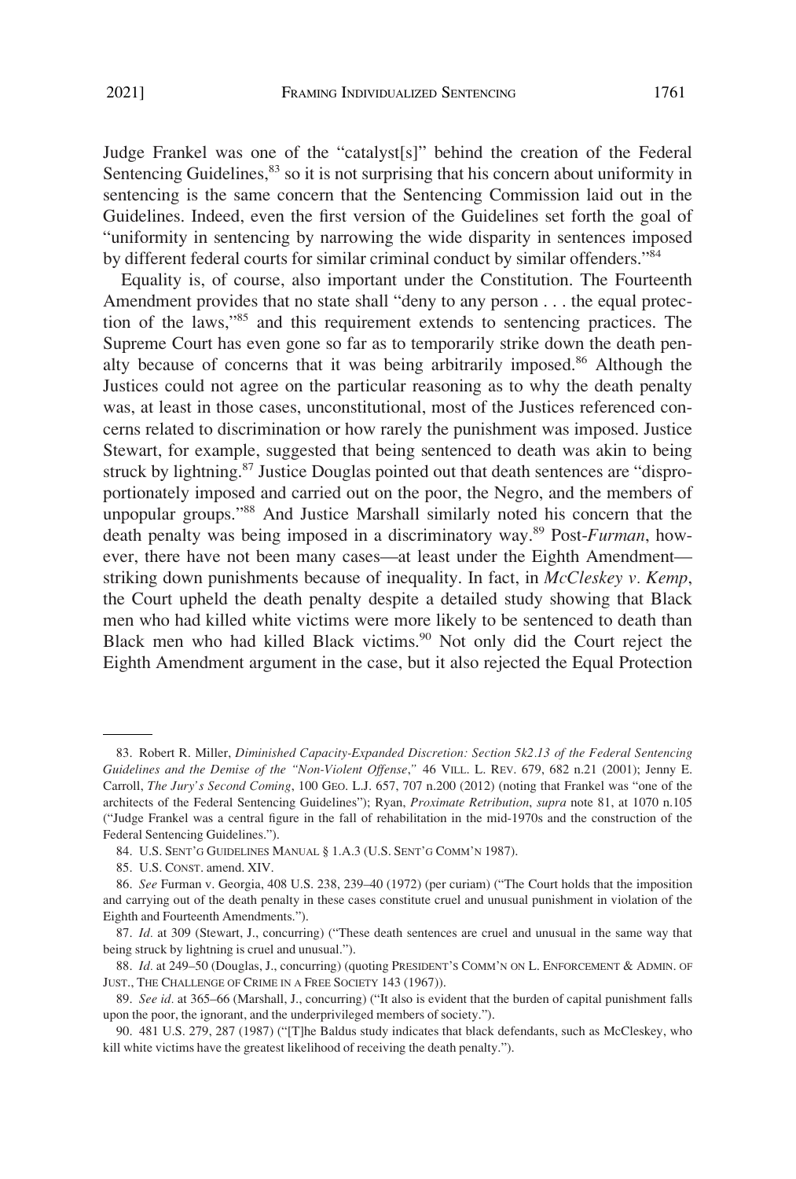Judge Frankel was one of the "catalyst[s]" behind the creation of the Federal Sentencing Guidelines,[83] so it is not surprising that his concern about uniformity in sentencing is the same concern that the Sentencing Commission laid out in the Guidelines. Indeed, even the first version of the Guidelines set forth the goal of "uniformity in sentencing by narrowing the wide disparity in sentences imposed by different federal courts for similar criminal conduct by similar offenders."[84]

Equality is, of course, also important under the Constitution. The Fourteenth Amendment provides that no state shall "deny to any person . . . the equal protection of the laws,"[85] and this requirement extends to sentencing practices. The Supreme Court has even gone so far as to temporarily strike down the death penalty because of concerns that it was being arbitrarily imposed.[86] Although the Justices could not agree on the particular reasoning as to why the death penalty was, at least in those cases, unconstitutional, most of the Justices referenced concerns related to discrimination or how rarely the punishment was imposed. Justice Stewart, for example, suggested that being sentenced to death was akin to being struck by lightning.[87] Justice Douglas pointed out that death sentences are "disproportionately imposed and carried out on the poor, the Negro, and the members of unpopular groups."[88] And Justice Marshall similarly noted his concern that the death penalty was being imposed in a discriminatory way.[89] Post-*Furman*, however, there have not been many cases—at least under the Eighth Amendment—striking down punishments because of inequality. In fact, in *McCleskey v. Kemp*, the Court upheld the death penalty despite a detailed study showing that Black men who had killed white victims were more likely to be sentenced to death than Black men who had killed Black victims.[90] Not only did the Court reject the Eighth Amendment argument in the case, but it also rejected the Equal Protection

---

83. Robert R. Miller, *Diminished Capacity-Expanded Discretion: Section 5k2.13 of the Federal Sentencing Guidelines and the Demise of the "Non-Violent Offense*,*"* 46 VILL. L. REV. 679, 682 n.21 (2001); Jenny E. Carroll, *The Jury's Second Coming*, 100 GEO. L.J. 657, 707 n.200 (2012) (noting that Frankel was "one of the architects of the Federal Sentencing Guidelines"); Ryan, *Proximate Retribution*, *supra* note 81, at 1070 n.105 ("Judge Frankel was a central figure in the fall of rehabilitation in the mid-1970s and the construction of the Federal Sentencing Guidelines.").

84. U.S. SENT'G GUIDELINES MANUAL § 1.A.3 (U.S. SENT'G COMM'N 1987).

85. U.S. CONST. amend. XIV.

86. *See* Furman v. Georgia, 408 U.S. 238, 239–40 (1972) (per curiam) ("The Court holds that the imposition and carrying out of the death penalty in these cases constitute cruel and unusual punishment in violation of the Eighth and Fourteenth Amendments.").

87. *Id.* at 309 (Stewart, J., concurring) ("These death sentences are cruel and unusual in the same way that being struck by lightning is cruel and unusual.").

88. *Id.* at 249–50 (Douglas, J., concurring) (quoting PRESIDENT'S COMM'N ON L. ENFORCEMENT & ADMIN. OF JUST., THE CHALLENGE OF CRIME IN A FREE SOCIETY 143 (1967)).

89. *See id.* at 365–66 (Marshall, J., concurring) ("It also is evident that the burden of capital punishment falls upon the poor, the ignorant, and the underprivileged members of society.").

90. 481 U.S. 279, 287 (1987) ("[T]he Baldus study indicates that black defendants, such as McCleskey, who kill white victims have the greatest likelihood of receiving the death penalty.").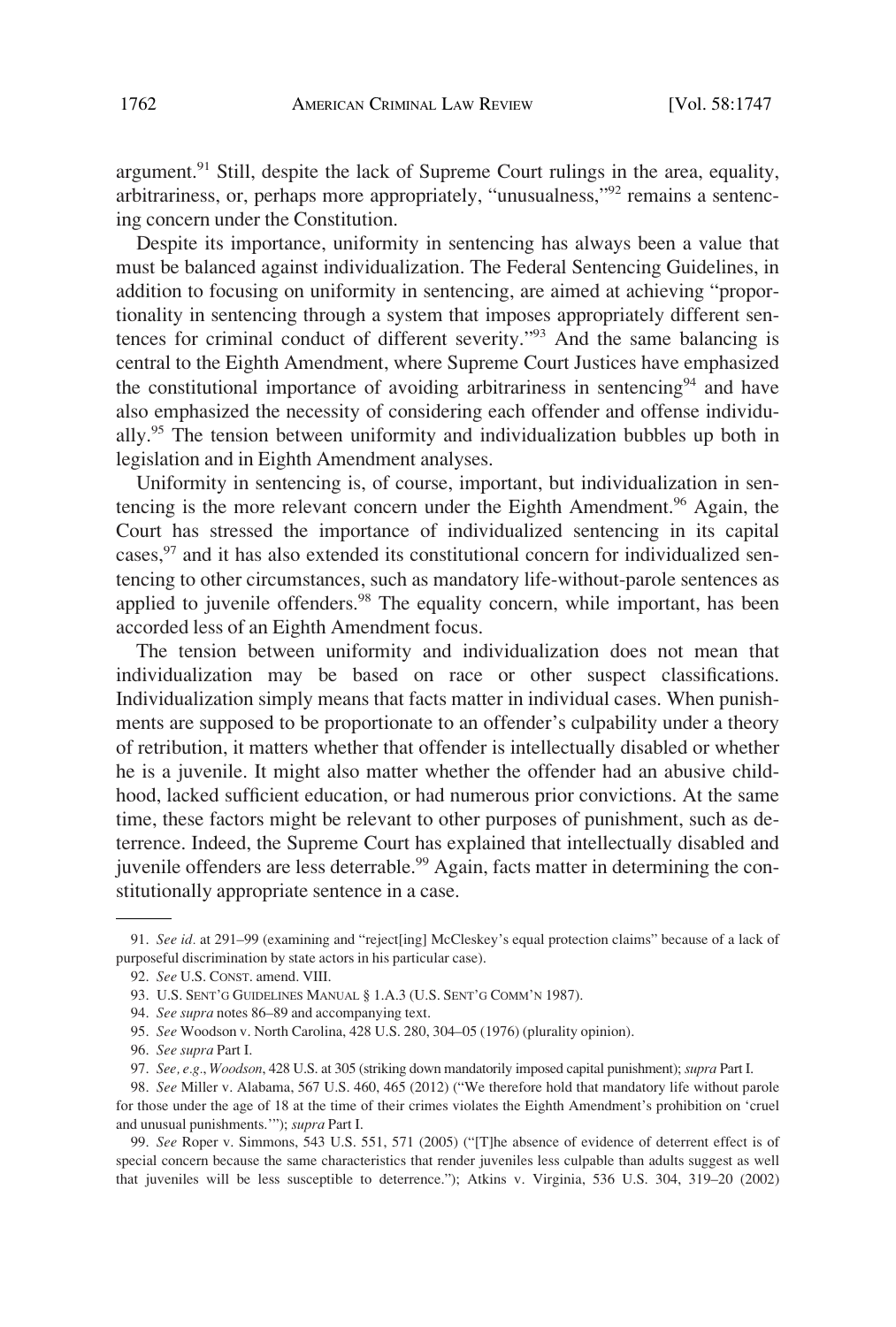argument.[91] Still, despite the lack of Supreme Court rulings in the area, equality, arbitrariness, or, perhaps more appropriately, "unusualness,"[92] remains a sentencing concern under the Constitution.

Despite its importance, uniformity in sentencing has always been a value that must be balanced against individualization. The Federal Sentencing Guidelines, in addition to focusing on uniformity in sentencing, are aimed at achieving "proportionality in sentencing through a system that imposes appropriately different sentences for criminal conduct of different severity."[93] And the same balancing is central to the Eighth Amendment, where Supreme Court Justices have emphasized the constitutional importance of avoiding arbitrariness in sentencing[94] and have also emphasized the necessity of considering each offender and offense individually.[95] The tension between uniformity and individualization bubbles up both in legislation and in Eighth Amendment analyses.

Uniformity in sentencing is, of course, important, but individualization in sentencing is the more relevant concern under the Eighth Amendment.[96] Again, the Court has stressed the importance of individualized sentencing in its capital cases,[97] and it has also extended its constitutional concern for individualized sentencing to other circumstances, such as mandatory life-without-parole sentences as applied to juvenile offenders.[98] The equality concern, while important, has been accorded less of an Eighth Amendment focus.

The tension between uniformity and individualization does not mean that individualization may be based on race or other suspect classifications. Individualization simply means that facts matter in individual cases. When punishments are supposed to be proportionate to an offender's culpability under a theory of retribution, it matters whether that offender is intellectually disabled or whether he is a juvenile. It might also matter whether the offender had an abusive childhood, lacked sufficient education, or had numerous prior convictions. At the same time, these factors might be relevant to other purposes of punishment, such as deterrence. Indeed, the Supreme Court has explained that intellectually disabled and juvenile offenders are less deterrable.[99] Again, facts matter in determining the constitutionally appropriate sentence in a case.

---

91. *See id.* at 291–99 (examining and "reject[ing] McCleskey's equal protection claims" because of a lack of purposeful discrimination by state actors in his particular case).

92. *See* U.S. CONST. amend. VIII.

93. U.S. SENT'G GUIDELINES MANUAL § 1.A.3 (U.S. SENT'G COMM'N 1987).

94. *See supra* notes 86–89 and accompanying text.

95. *See* Woodson v. North Carolina, 428 U.S. 280, 304–05 (1976) (plurality opinion).

96. *See supra* Part I.

97. *See, e.g.*, *Woodson*, 428 U.S. at 305 (striking down mandatorily imposed capital punishment); *supra* Part I.

98. *See* Miller v. Alabama, 567 U.S. 460, 465 (2012) ("We therefore hold that mandatory life without parole for those under the age of 18 at the time of their crimes violates the Eighth Amendment's prohibition on 'cruel and unusual punishments.'"); *supra* Part I.

99. *See* Roper v. Simmons, 543 U.S. 551, 571 (2005) ("[T]he absence of evidence of deterrent effect is of special concern because the same characteristics that render juveniles less culpable than adults suggest as well that juveniles will be less susceptible to deterrence."); Atkins v. Virginia, 536 U.S. 304, 319–20 (2002)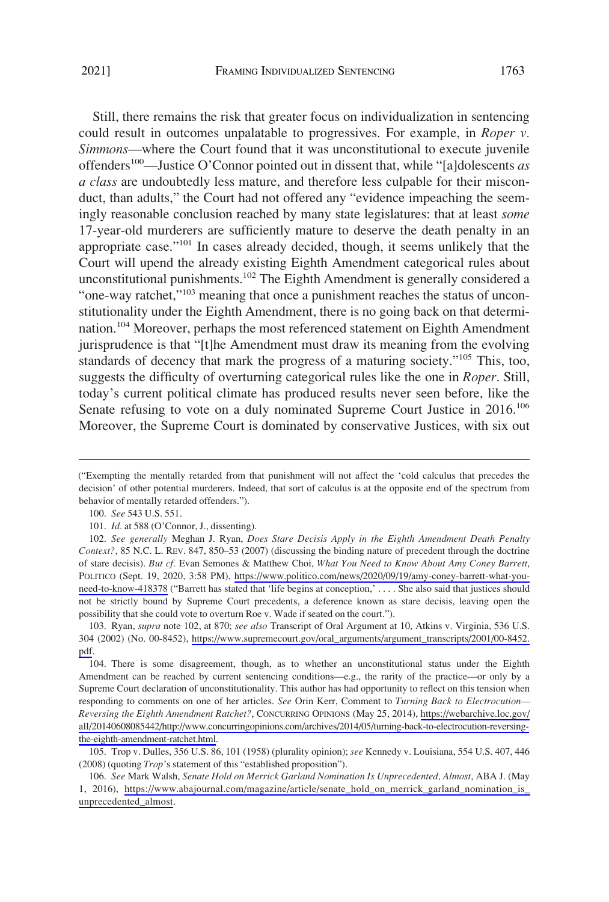Still, there remains the risk that greater focus on individualization in sentencing could result in outcomes unpalatable to progressives. For example, in *Roper v. Simmons*—where the Court found that it was unconstitutional to execute juvenile offenders[100]—Justice O'Connor pointed out in dissent that, while "[a]dolescents *as a class* are undoubtedly less mature, and therefore less culpable for their misconduct, than adults," the Court had not offered any "evidence impeaching the seemingly reasonable conclusion reached by many state legislatures: that at least *some* 17-year-old murderers are sufficiently mature to deserve the death penalty in an appropriate case."[101] In cases already decided, though, it seems unlikely that the Court will upend the already existing Eighth Amendment categorical rules about unconstitutional punishments.[102] The Eighth Amendment is generally considered a "one-way ratchet,"[103] meaning that once a punishment reaches the status of unconstitutionality under the Eighth Amendment, there is no going back on that determination.[104] Moreover, perhaps the most referenced statement on Eighth Amendment jurisprudence is that "[t]he Amendment must draw its meaning from the evolving standards of decency that mark the progress of a maturing society."[105] This, too, suggests the difficulty of overturning categorical rules like the one in *Roper*. Still, today's current political climate has produced results never seen before, like the Senate refusing to vote on a duly nominated Supreme Court Justice in 2016.[106] Moreover, the Supreme Court is dominated by conservative Justices, with six out

---

("Exempting the mentally retarded from that punishment will not affect the 'cold calculus that precedes the decision' of other potential murderers. Indeed, that sort of calculus is at the opposite end of the spectrum from behavior of mentally retarded offenders.").

100. *See* 543 U.S. 551.

101. *Id.* at 588 (O'Connor, J., dissenting).

102. *See generally* Meghan J. Ryan, *Does Stare Decisis Apply in the Eighth Amendment Death Penalty Context?*, 85 N.C. L. REV. 847, 850–53 (2007) (discussing the binding nature of precedent through the doctrine of stare decisis). *But cf.* Evan Semones & Matthew Choi, *What You Need to Know About Amy Coney Barrett*, POLITICO (Sept. 19, 2020, 3:58 PM), https://www.politico.com/news/2020/09/19/amy-coney-barrett-what-you-need-to-know-418378 ("Barrett has stated that 'life begins at conception,' . . . . She also said that justices should not be strictly bound by Supreme Court precedents, a deference known as stare decisis, leaving open the possibility that she could vote to overturn Roe v. Wade if seated on the court.").

103. Ryan, *supra* note 102, at 870; *see also* Transcript of Oral Argument at 10, Atkins v. Virginia, 536 U.S. 304 (2002) (No. 00-8452), https://www.supremecourt.gov/oral_arguments/argument_transcripts/2001/00-8452.pdf.

104. There is some disagreement, though, as to whether an unconstitutional status under the Eighth Amendment can be reached by current sentencing conditions—e.g., the rarity of the practice—or only by a Supreme Court declaration of unconstitutionality. This author has had opportunity to reflect on this tension when responding to comments on one of her articles. *See* Orin Kerr, Comment to *Turning Back to Electrocution—Reversing the Eighth Amendment Ratchet?*, CONCURRING OPINIONS (May 25, 2014), https://webarchive.loc.gov/all/20140608085442/http://www.concurringopinions.com/archives/2014/05/turning-back-to-electrocution-reversing-the-eighth-amendment-ratchet.html.

105. Trop v. Dulles, 356 U.S. 86, 101 (1958) (plurality opinion); *see* Kennedy v. Louisiana, 554 U.S. 407, 446 (2008) (quoting *Trop*'s statement of this "established proposition").

106. *See* Mark Walsh, *Senate Hold on Merrick Garland Nomination Is Unprecedented, Almost*, ABA J. (May 1, 2016), https://www.abajournal.com/magazine/article/senate_hold_on_merrick_garland_nomination_is_unprecedented_almost.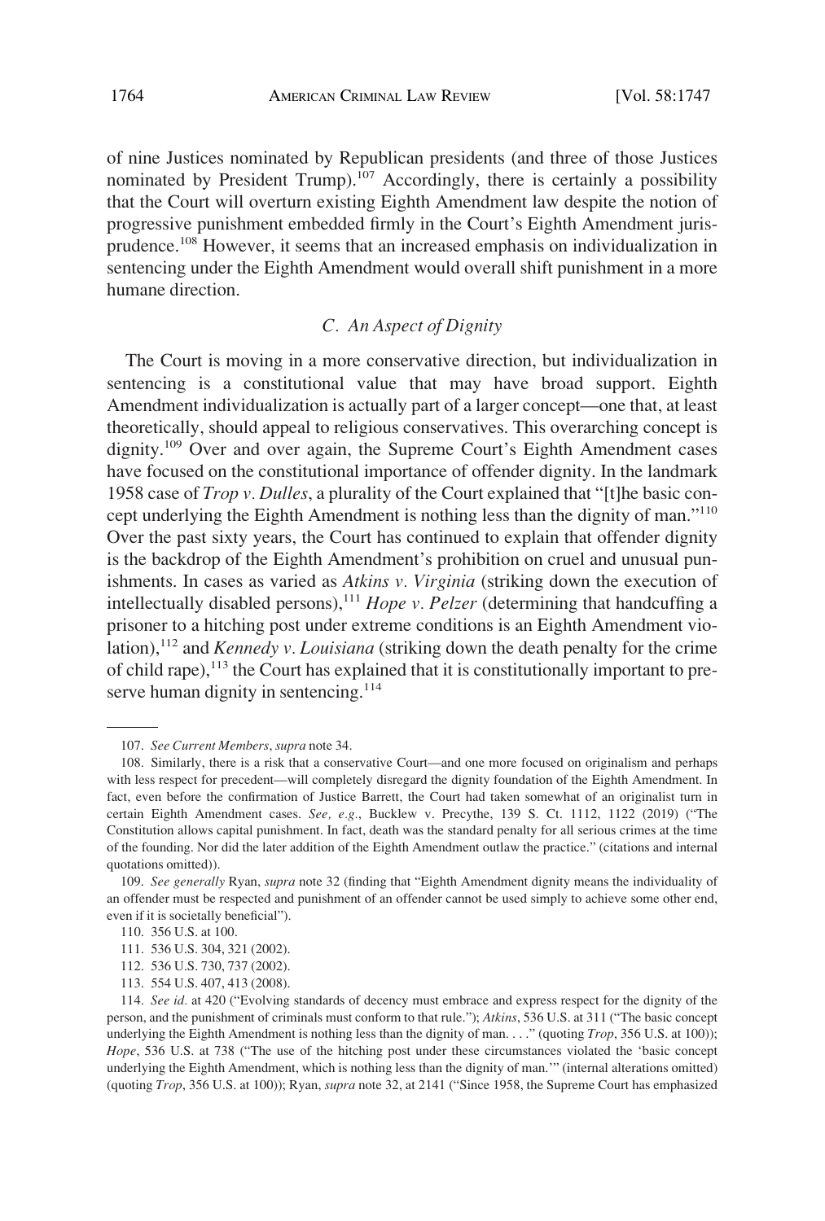of nine Justices nominated by Republican presidents (and three of those Justices nominated by President Trump).[107] Accordingly, there is certainly a possibility that the Court will overturn existing Eighth Amendment law despite the notion of progressive punishment embedded firmly in the Court's Eighth Amendment jurisprudence.[108] However, it seems that an increased emphasis on individualization in sentencing under the Eighth Amendment would overall shift punishment in a more humane direction.

### *C. An Aspect of Dignity*

The Court is moving in a more conservative direction, but individualization in sentencing is a constitutional value that may have broad support. Eighth Amendment individualization is actually part of a larger concept—one that, at least theoretically, should appeal to religious conservatives. This overarching concept is dignity.[109] Over and over again, the Supreme Court's Eighth Amendment cases have focused on the constitutional importance of offender dignity. In the landmark 1958 case of *Trop v. Dulles*, a plurality of the Court explained that "[t]he basic concept underlying the Eighth Amendment is nothing less than the dignity of man."[110] Over the past sixty years, the Court has continued to explain that offender dignity is the backdrop of the Eighth Amendment's prohibition on cruel and unusual punishments. In cases as varied as *Atkins v. Virginia* (striking down the execution of intellectually disabled persons),[111] *Hope v. Pelzer* (determining that handcuffing a prisoner to a hitching post under extreme conditions is an Eighth Amendment violation),[112] and *Kennedy v. Louisiana* (striking down the death penalty for the crime of child rape),[113] the Court has explained that it is constitutionally important to preserve human dignity in sentencing.[114]

---

107. *See Current Members*, *supra* note 34.

108. Similarly, there is a risk that a conservative Court—and one more focused on originalism and perhaps with less respect for precedent—will completely disregard the dignity foundation of the Eighth Amendment. In fact, even before the confirmation of Justice Barrett, the Court had taken somewhat of an originalist turn in certain Eighth Amendment cases. *See, e.g.*, Bucklew v. Precythe, 139 S. Ct. 1112, 1122 (2019) ("The Constitution allows capital punishment. In fact, death was the standard penalty for all serious crimes at the time of the founding. Nor did the later addition of the Eighth Amendment outlaw the practice." (citations and internal quotations omitted)).

109. *See generally* Ryan, *supra* note 32 (finding that "Eighth Amendment dignity means the individuality of an offender must be respected and punishment of an offender cannot be used simply to achieve some other end, even if it is societally beneficial").

110. 356 U.S. at 100.

111. 536 U.S. 304, 321 (2002).

112. 536 U.S. 730, 737 (2002).

113. 554 U.S. 407, 413 (2008).

114. *See id.* at 420 ("Evolving standards of decency must embrace and express respect for the dignity of the person, and the punishment of criminals must conform to that rule."); *Atkins*, 536 U.S. at 311 ("The basic concept underlying the Eighth Amendment is nothing less than the dignity of man. . . ." (quoting *Trop*, 356 U.S. at 100)); *Hope*, 536 U.S. at 738 ("The use of the hitching post under these circumstances violated the 'basic concept underlying the Eighth Amendment, which is nothing less than the dignity of man.'" (internal alterations omitted) (quoting *Trop*, 356 U.S. at 100)); Ryan, *supra* note 32, at 2141 ("Since 1958, the Supreme Court has emphasized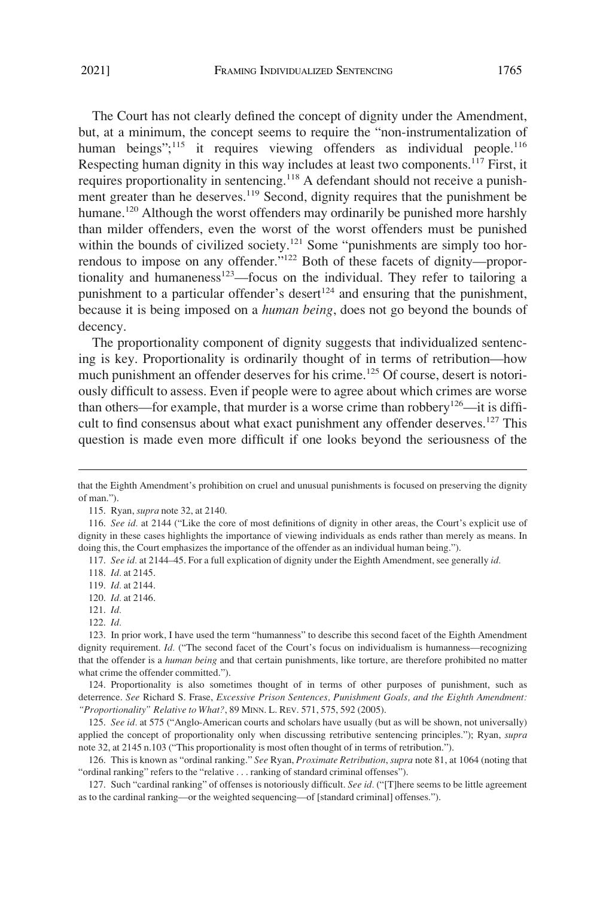The Court has not clearly defined the concept of dignity under the Amendment, but, at a minimum, the concept seems to require the "non-instrumentalization of human beings";[115] it requires viewing offenders as individual people.[116] Respecting human dignity in this way includes at least two components.[117] First, it requires proportionality in sentencing.[118] A defendant should not receive a punishment greater than he deserves.[119] Second, dignity requires that the punishment be humane.[120] Although the worst offenders may ordinarily be punished more harshly than milder offenders, even the worst of the worst offenders must be punished within the bounds of civilized society.[121] Some "punishments are simply too horrendous to impose on any offender."[122] Both of these facets of dignity—proportionality and humaneness[123]—focus on the individual. They refer to tailoring a punishment to a particular offender's desert[124] and ensuring that the punishment, because it is being imposed on a *human being*, does not go beyond the bounds of decency.

The proportionality component of dignity suggests that individualized sentencing is key. Proportionality is ordinarily thought of in terms of retribution—how much punishment an offender deserves for his crime.[125] Of course, desert is notoriously difficult to assess. Even if people were to agree about which crimes are worse than others—for example, that murder is a worse crime than robbery[126]—it is difficult to find consensus about what exact punishment any offender deserves.[127] This question is made even more difficult if one looks beyond the seriousness of the

---

that the Eighth Amendment's prohibition on cruel and unusual punishments is focused on preserving the dignity of man.").

115. Ryan, *supra* note 32, at 2140.

116. *See id.* at 2144 ("Like the core of most definitions of dignity in other areas, the Court's explicit use of dignity in these cases highlights the importance of viewing individuals as ends rather than merely as means. In doing this, the Court emphasizes the importance of the offender as an individual human being.").

117. *See id.* at 2144–45. For a full explication of dignity under the Eighth Amendment, see generally *id.*

118. *Id.* at 2145.

119. *Id.* at 2144.

120. *Id.* at 2146.

121. *Id.*

122. *Id.*

123. In prior work, I have used the term "humanness" to describe this second facet of the Eighth Amendment dignity requirement. *Id.* ("The second facet of the Court's focus on individualism is humanness—recognizing that the offender is a *human being* and that certain punishments, like torture, are therefore prohibited no matter what crime the offender committed.").

124. Proportionality is also sometimes thought of in terms of other purposes of punishment, such as deterrence. *See* Richard S. Frase, *Excessive Prison Sentences, Punishment Goals, and the Eighth Amendment: "Proportionality" Relative to What?*, 89 MINN. L. REV. 571, 575, 592 (2005).

125. *See id.* at 575 ("Anglo-American courts and scholars have usually (but as will be shown, not universally) applied the concept of proportionality only when discussing retributive sentencing principles."); Ryan, *supra* note 32, at 2145 n.103 ("This proportionality is most often thought of in terms of retribution.").

126. This is known as "ordinal ranking." *See* Ryan, *Proximate Retribution*, *supra* note 81, at 1064 (noting that "ordinal ranking" refers to the "relative . . . ranking of standard criminal offenses").

127. Such "cardinal ranking" of offenses is notoriously difficult. *See id.* ("[T]here seems to be little agreement as to the cardinal ranking—or the weighted sequencing—of [standard criminal] offenses.").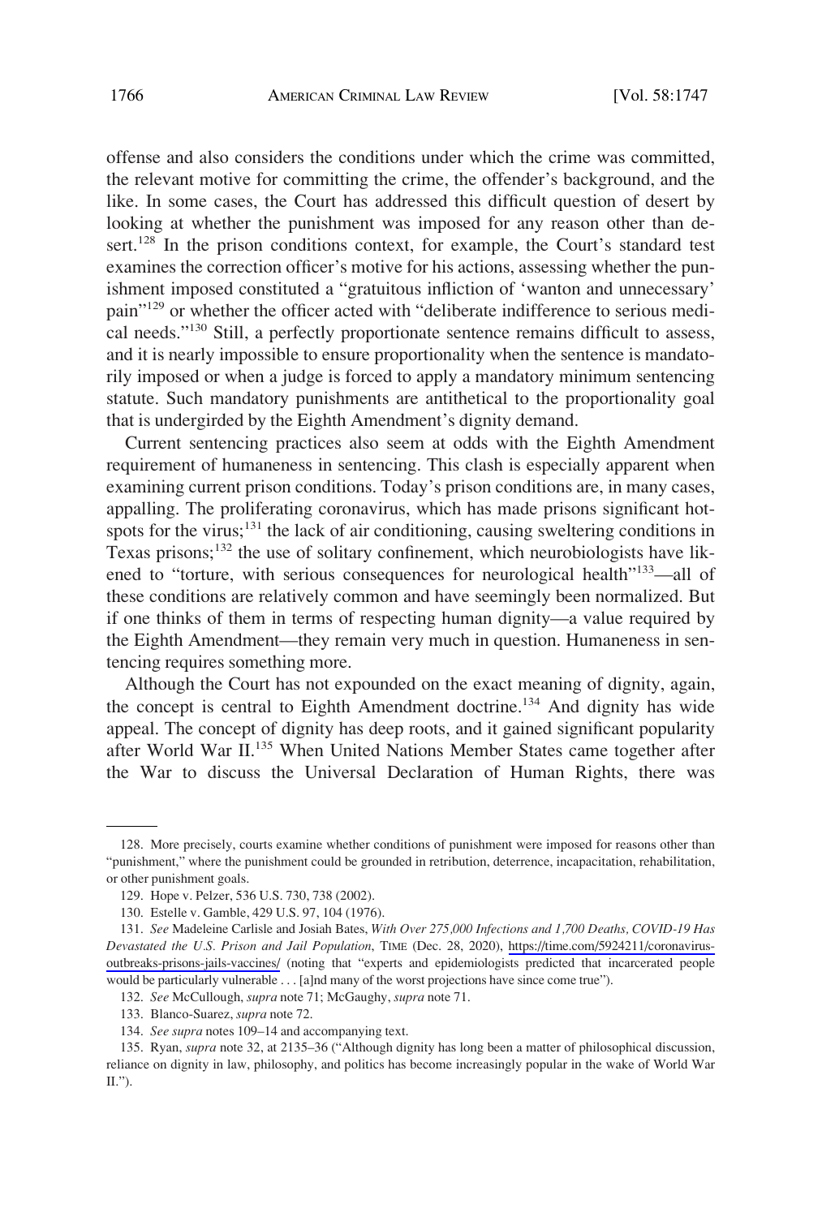offense and also considers the conditions under which the crime was committed, the relevant motive for committing the crime, the offender's background, and the like. In some cases, the Court has addressed this difficult question of desert by looking at whether the punishment was imposed for any reason other than desert.[128] In the prison conditions context, for example, the Court's standard test examines the correction officer's motive for his actions, assessing whether the punishment imposed constituted a "gratuitous infliction of 'wanton and unnecessary' pain"[129] or whether the officer acted with "deliberate indifference to serious medical needs."[130] Still, a perfectly proportionate sentence remains difficult to assess, and it is nearly impossible to ensure proportionality when the sentence is mandatorily imposed or when a judge is forced to apply a mandatory minimum sentencing statute. Such mandatory punishments are antithetical to the proportionality goal that is undergirded by the Eighth Amendment's dignity demand.

Current sentencing practices also seem at odds with the Eighth Amendment requirement of humaneness in sentencing. This clash is especially apparent when examining current prison conditions. Today's prison conditions are, in many cases, appalling. The proliferating coronavirus, which has made prisons significant hotspots for the virus;[131] the lack of air conditioning, causing sweltering conditions in Texas prisons;[132] the use of solitary confinement, which neurobiologists have likened to "torture, with serious consequences for neurological health"[133]—all of these conditions are relatively common and have seemingly been normalized. But if one thinks of them in terms of respecting human dignity—a value required by the Eighth Amendment—they remain very much in question. Humaneness in sentencing requires something more.

Although the Court has not expounded on the exact meaning of dignity, again, the concept is central to Eighth Amendment doctrine.[134] And dignity has wide appeal. The concept of dignity has deep roots, and it gained significant popularity after World War II.[135] When United Nations Member States came together after the War to discuss the Universal Declaration of Human Rights, there was

---

128. More precisely, courts examine whether conditions of punishment were imposed for reasons other than "punishment," where the punishment could be grounded in retribution, deterrence, incapacitation, rehabilitation, or other punishment goals.

129. Hope v. Pelzer, 536 U.S. 730, 738 (2002).

130. Estelle v. Gamble, 429 U.S. 97, 104 (1976).

131. *See* Madeleine Carlisle and Josiah Bates, *With Over 275,000 Infections and 1,700 Deaths, COVID-19 Has Devastated the U.S. Prison and Jail Population*, TIME (Dec. 28, 2020), https://time.com/5924211/coronavirus-outbreaks-prisons-jails-vaccines/ (noting that "experts and epidemiologists predicted that incarcerated people would be particularly vulnerable . . . [a]nd many of the worst projections have since come true").

132. *See* McCullough, *supra* note 71; McGaughy, *supra* note 71.

133. Blanco-Suarez, *supra* note 72.

134. *See supra* notes 109–14 and accompanying text.

135. Ryan, *supra* note 32, at 2135–36 ("Although dignity has long been a matter of philosophical discussion, reliance on dignity in law, philosophy, and politics has become increasingly popular in the wake of World War II.").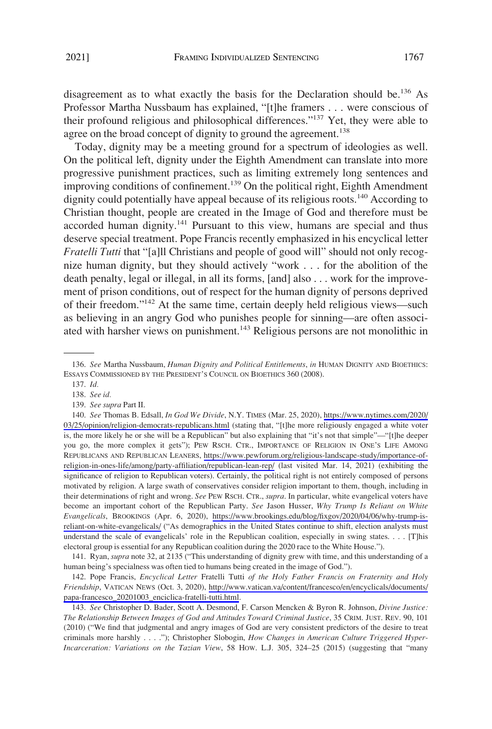disagreement as to what exactly the basis for the Declaration should be.[136] As Professor Martha Nussbaum has explained, "[t]he framers . . . were conscious of their profound religious and philosophical differences."[137] Yet, they were able to agree on the broad concept of dignity to ground the agreement.[138]

Today, dignity may be a meeting ground for a spectrum of ideologies as well. On the political left, dignity under the Eighth Amendment can translate into more progressive punishment practices, such as limiting extremely long sentences and improving conditions of confinement.[139] On the political right, Eighth Amendment dignity could potentially have appeal because of its religious roots.[140] According to Christian thought, people are created in the Image of God and therefore must be accorded human dignity.[141] Pursuant to this view, humans are special and thus deserve special treatment. Pope Francis recently emphasized in his encyclical letter *Fratelli Tutti* that "[a]ll Christians and people of good will" should not only recognize human dignity, but they should actively "work . . . for the abolition of the death penalty, legal or illegal, in all its forms, [and] also . . . work for the improvement of prison conditions, out of respect for the human dignity of persons deprived of their freedom."[142] At the same time, certain deeply held religious views—such as believing in an angry God who punishes people for sinning—are often associated with harsher views on punishment.[143] Religious persons are not monolithic in

---

136. *See* Martha Nussbaum, *Human Dignity and Political Entitlements*, *in* HUMAN DIGNITY AND BIOETHICS: ESSAYS COMMISSIONED BY THE PRESIDENT'S COUNCIL ON BIOETHICS 360 (2008).

137. *Id.*

138. *See id.*

139. *See supra* Part II.

140. *See* Thomas B. Edsall, *In God We Divide*, N.Y. TIMES (Mar. 25, 2020), https://www.nytimes.com/2020/03/25/opinion/religion-democrats-republicans.html (stating that, "[t]he more religiously engaged a white voter is, the more likely he or she will be a Republican" but also explaining that "it's not that simple"—"[t]he deeper you go, the more complex it gets"); PEW RSCH. CTR., IMPORTANCE OF RELIGION IN ONE'S LIFE AMONG REPUBLICANS AND REPUBLICAN LEANERS, https://www.pewforum.org/religious-landscape-study/importance-of-religion-in-ones-life/among/party-affiliation/republican-lean-rep/ (last visited Mar. 14, 2021) (exhibiting the significance of religion to Republican voters). Certainly, the political right is not entirely composed of persons motivated by religion. A large swath of conservatives consider religion important to them, though, including in their determinations of right and wrong. *See* PEW RSCH. CTR., *supra*. In particular, white evangelical voters have become an important cohort of the Republican Party. *See* Jason Husser, *Why Trump Is Reliant on White Evangelicals*, BROOKINGS (Apr. 6, 2020), https://www.brookings.edu/blog/fixgov/2020/04/06/why-trump-is-reliant-on-white-evangelicals/ ("As demographics in the United States continue to shift, election analysts must understand the scale of evangelicals' role in the Republican coalition, especially in swing states. . . . [T]his electoral group is essential for any Republican coalition during the 2020 race to the White House.").

141. Ryan, *supra* note 32, at 2135 ("This understanding of dignity grew with time, and this understanding of a human being's specialness was often tied to humans being created in the image of God.").

142. Pope Francis, *Encyclical Letter* Fratelli Tutti *of the Holy Father Francis on Fraternity and Holy Friendship*, VATICAN NEWS (Oct. 3, 2020), http://www.vatican.va/content/francesco/en/encyclicals/documents/papa-francesco_20201003_enciclica-fratelli-tutti.html.

143. *See* Christopher D. Bader, Scott A. Desmond, F. Carson Mencken & Byron R. Johnson, *Divine Justice: The Relationship Between Images of God and Attitudes Toward Criminal Justice*, 35 CRIM. JUST. REV. 90, 101 (2010) ("We find that judgmental and angry images of God are very consistent predictors of the desire to treat criminals more harshly . . . ."); Christopher Slobogin, *How Changes in American Culture Triggered Hyper-Incarceration: Variations on the Tazian View*, 58 HOW. L.J. 305, 324–25 (2015) (suggesting that "many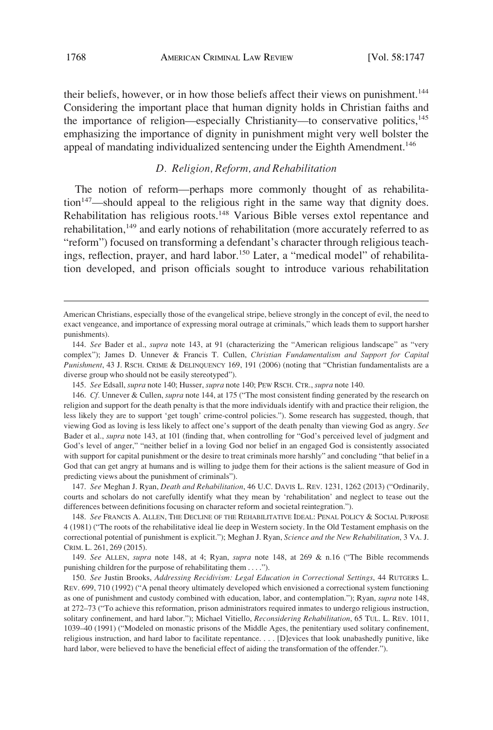their beliefs, however, or in how those beliefs affect their views on punishment.[144] Considering the important place that human dignity holds in Christian faiths and the importance of religion—especially Christianity—to conservative politics,[145] emphasizing the importance of dignity in punishment might very well bolster the appeal of mandating individualized sentencing under the Eighth Amendment.[146]

### *D. Religion, Reform, and Rehabilitation*

The notion of reform—perhaps more commonly thought of as rehabilitation[147]—should appeal to the religious right in the same way that dignity does. Rehabilitation has religious roots.[148] Various Bible verses extol repentance and rehabilitation,[149] and early notions of rehabilitation (more accurately referred to as "reform") focused on transforming a defendant's character through religious teachings, reflection, prayer, and hard labor.[150] Later, a "medical model" of rehabilitation developed, and prison officials sought to introduce various rehabilitation

---

American Christians, especially those of the evangelical stripe, believe strongly in the concept of evil, the need to exact vengeance, and importance of expressing moral outrage at criminals," which leads them to support harsher punishments).

144. *See* Bader et al., *supra* note 143, at 91 (characterizing the "American religious landscape" as "very complex"); James D. Unnever & Francis T. Cullen, *Christian Fundamentalism and Support for Capital Punishment*, 43 J. RSCH. CRIME & DELINQUENCY 169, 191 (2006) (noting that "Christian fundamentalists are a diverse group who should not be easily stereotyped").

145. *See* Edsall, *supra* note 140; Husser, *supra* note 140; PEW RSCH. CTR., *supra* note 140.

146. *Cf*. Unnever & Cullen, *supra* note 144, at 175 ("The most consistent finding generated by the research on religion and support for the death penalty is that the more individuals identify with and practice their religion, the less likely they are to support 'get tough' crime-control policies."). Some research has suggested, though, that viewing God as loving is less likely to affect one's support of the death penalty than viewing God as angry. *See* Bader et al., *supra* note 143, at 101 (finding that, when controlling for "God's perceived level of judgment and God's level of anger," "neither belief in a loving God nor belief in an engaged God is consistently associated with support for capital punishment or the desire to treat criminals more harshly" and concluding "that belief in a God that can get angry at humans and is willing to judge them for their actions is the salient measure of God in predicting views about the punishment of criminals").

147. *See* Meghan J. Ryan, *Death and Rehabilitation*, 46 U.C. DAVIS L. REV. 1231, 1262 (2013) ("Ordinarily, courts and scholars do not carefully identify what they mean by 'rehabilitation' and neglect to tease out the differences between definitions focusing on character reform and societal reintegration.").

148. *See* FRANCIS A. ALLEN, THE DECLINE OF THE REHABILITATIVE IDEAL: PENAL POLICY & SOCIAL PURPOSE 4 (1981) ("The roots of the rehabilitative ideal lie deep in Western society. In the Old Testament emphasis on the correctional potential of punishment is explicit."); Meghan J. Ryan, *Science and the New Rehabilitation*, 3 VA. J. CRIM. L. 261, 269 (2015).

149. *See* ALLEN, *supra* note 148, at 4; Ryan, *supra* note 148, at 269 & n.16 ("The Bible recommends punishing children for the purpose of rehabilitating them . . . .").

150. *See* Justin Brooks, *Addressing Recidivism: Legal Education in Correctional Settings*, 44 RUTGERS L. REV. 699, 710 (1992) ("A penal theory ultimately developed which envisioned a correctional system functioning as one of punishment and custody combined with education, labor, and contemplation."); Ryan, *supra* note 148, at 272–73 ("To achieve this reformation, prison administrators required inmates to undergo religious instruction, solitary confinement, and hard labor."); Michael Vitiello, *Reconsidering Rehabilitation*, 65 TUL. L. REV. 1011, 1039–40 (1991) ("Modeled on monastic prisons of the Middle Ages, the penitentiary used solitary confinement, religious instruction, and hard labor to facilitate repentance. . . . [D]evices that look unabashedly punitive, like hard labor, were believed to have the beneficial effect of aiding the transformation of the offender.").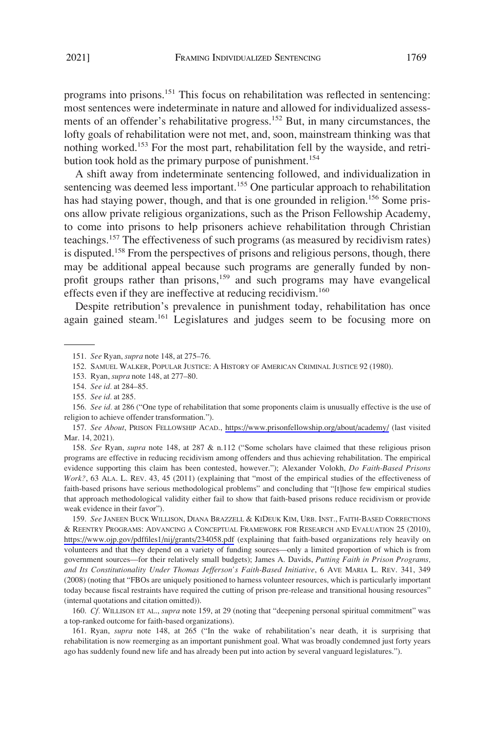programs into prisons.[151] This focus on rehabilitation was reflected in sentencing: most sentences were indeterminate in nature and allowed for individualized assessments of an offender's rehabilitative progress.[152] But, in many circumstances, the lofty goals of rehabilitation were not met, and, soon, mainstream thinking was that nothing worked.[153] For the most part, rehabilitation fell by the wayside, and retribution took hold as the primary purpose of punishment.[154]

A shift away from indeterminate sentencing followed, and individualization in sentencing was deemed less important.[155] One particular approach to rehabilitation has had staying power, though, and that is one grounded in religion.[156] Some prisons allow private religious organizations, such as the Prison Fellowship Academy, to come into prisons to help prisoners achieve rehabilitation through Christian teachings.[157] The effectiveness of such programs (as measured by recidivism rates) is disputed.[158] From the perspectives of prisons and religious persons, though, there may be additional appeal because such programs are generally funded by nonprofit groups rather than prisons,[159] and such programs may have evangelical effects even if they are ineffective at reducing recidivism.[160]

Despite retribution's prevalence in punishment today, rehabilitation has once again gained steam.[161] Legislatures and judges seem to be focusing more on

---

151. *See* Ryan, *supra* note 148, at 275–76.

152. SAMUEL WALKER, POPULAR JUSTICE: A HISTORY OF AMERICAN CRIMINAL JUSTICE 92 (1980).

153. Ryan, *supra* note 148, at 277–80.

154. *See id.* at 284–85.

155. *See id.* at 285.

156. *See id.* at 286 ("One type of rehabilitation that some proponents claim is unusually effective is the use of religion to achieve offender transformation.").

157. *See About*, PRISON FELLOWSHIP ACAD., https://www.prisonfellowship.org/about/academy/ (last visited Mar. 14, 2021).

158. *See* Ryan, *supra* note 148, at 287 & n.112 ("Some scholars have claimed that these religious prison programs are effective in reducing recidivism among offenders and thus achieving rehabilitation. The empirical evidence supporting this claim has been contested, however."); Alexander Volokh, *Do Faith-Based Prisons Work?*, 63 ALA. L. REV. 43, 45 (2011) (explaining that "most of the empirical studies of the effectiveness of faith-based prisons have serious methodological problems" and concluding that "[t]hose few empirical studies that approach methodological validity either fail to show that faith-based prisons reduce recidivism or provide weak evidence in their favor").

159. *See* JANEEN BUCK WILLISON, DIANA BRAZZELL & KIDEUK KIM, URB. INST., FAITH-BASED CORRECTIONS & REENTRY PROGRAMS: ADVANCING A CONCEPTUAL FRAMEWORK FOR RESEARCH AND EVALUATION 25 (2010), https://www.ojp.gov/pdffiles1/nij/grants/234058.pdf (explaining that faith-based organizations rely heavily on volunteers and that they depend on a variety of funding sources—only a limited proportion of which is from government sources—for their relatively small budgets); James A. Davids, *Putting Faith in Prison Programs, and Its Constitutionality Under Thomas Jefferson's Faith-Based Initiative*, 6 AVE MARIA L. REV. 341, 349 (2008) (noting that "FBOs are uniquely positioned to harness volunteer resources, which is particularly important today because fiscal restraints have required the cutting of prison pre-release and transitional housing resources" (internal quotations and citation omitted)).

160. *Cf.* WILLISON ET AL., *supra* note 159, at 29 (noting that "deepening personal spiritual commitment" was a top-ranked outcome for faith-based organizations).

161. Ryan, *supra* note 148, at 265 ("In the wake of rehabilitation's near death, it is surprising that rehabilitation is now reemerging as an important punishment goal. What was broadly condemned just forty years ago has suddenly found new life and has already been put into action by several vanguard legislatures.").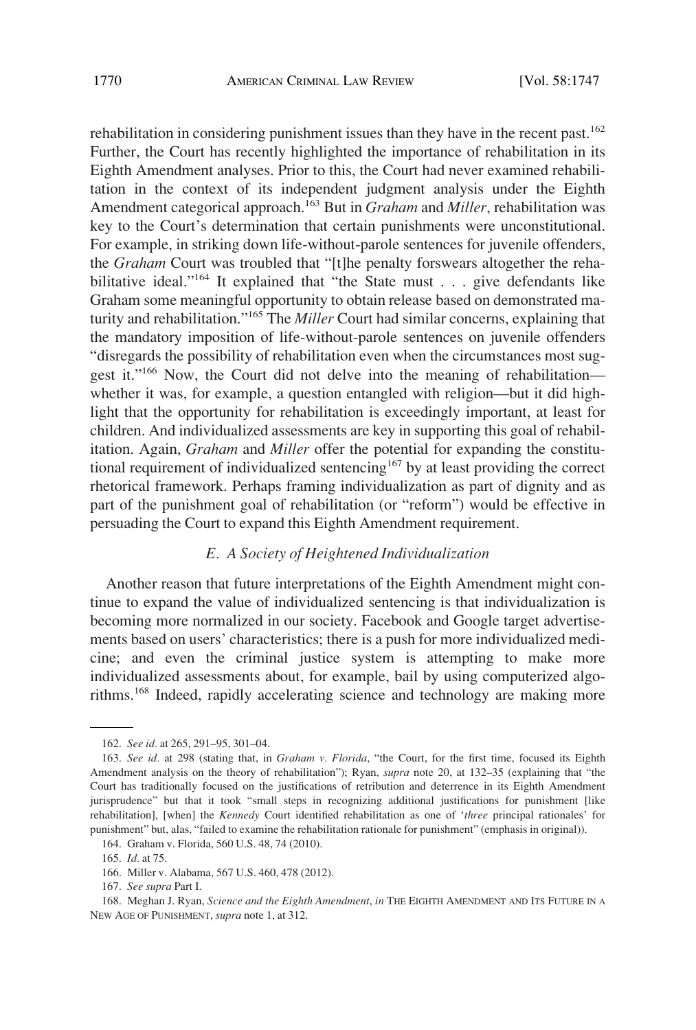rehabilitation in considering punishment issues than they have in the recent past.[162] Further, the Court has recently highlighted the importance of rehabilitation in its Eighth Amendment analyses. Prior to this, the Court had never examined rehabilitation in the context of its independent judgment analysis under the Eighth Amendment categorical approach.[163] But in *Graham* and *Miller*, rehabilitation was key to the Court's determination that certain punishments were unconstitutional. For example, in striking down life-without-parole sentences for juvenile offenders, the *Graham* Court was troubled that "[t]he penalty forswears altogether the rehabilitative ideal."[164] It explained that "the State must . . . give defendants like Graham some meaningful opportunity to obtain release based on demonstrated maturity and rehabilitation."[165] The *Miller* Court had similar concerns, explaining that the mandatory imposition of life-without-parole sentences on juvenile offenders "disregards the possibility of rehabilitation even when the circumstances most suggest it."[166] Now, the Court did not delve into the meaning of rehabilitation—whether it was, for example, a question entangled with religion—but it did highlight that the opportunity for rehabilitation is exceedingly important, at least for children. And individualized assessments are key in supporting this goal of rehabilitation. Again, *Graham* and *Miller* offer the potential for expanding the constitutional requirement of individualized sentencing[167] by at least providing the correct rhetorical framework. Perhaps framing individualization as part of dignity and as part of the punishment goal of rehabilitation (or "reform") would be effective in persuading the Court to expand this Eighth Amendment requirement.

### *E. A Society of Heightened Individualization*

Another reason that future interpretations of the Eighth Amendment might continue to expand the value of individualized sentencing is that individualization is becoming more normalized in our society. Facebook and Google target advertisements based on users' characteristics; there is a push for more individualized medicine; and even the criminal justice system is attempting to make more individualized assessments about, for example, bail by using computerized algorithms.[168] Indeed, rapidly accelerating science and technology are making more

---

162. *See id.* at 265, 291–95, 301–04.

163. *See id.* at 298 (stating that, in *Graham v. Florida*, "the Court, for the first time, focused its Eighth Amendment analysis on the theory of rehabilitation"); Ryan, *supra* note 20, at 132–35 (explaining that "the Court has traditionally focused on the justifications of retribution and deterrence in its Eighth Amendment jurisprudence" but that it took "small steps in recognizing additional justifications for punishment [like rehabilitation], [when] the *Kennedy* Court identified rehabilitation as one of '*three* principal rationales' for punishment" but, alas, "failed to examine the rehabilitation rationale for punishment" (emphasis in original)).

164. Graham v. Florida, 560 U.S. 48, 74 (2010).

165. *Id.* at 75.

166. Miller v. Alabama, 567 U.S. 460, 478 (2012).

167. *See supra* Part I.

168. Meghan J. Ryan, *Science and the Eighth Amendment*, *in* THE EIGHTH AMENDMENT AND ITS FUTURE IN A NEW AGE OF PUNISHMENT, *supra* note 1, at 312.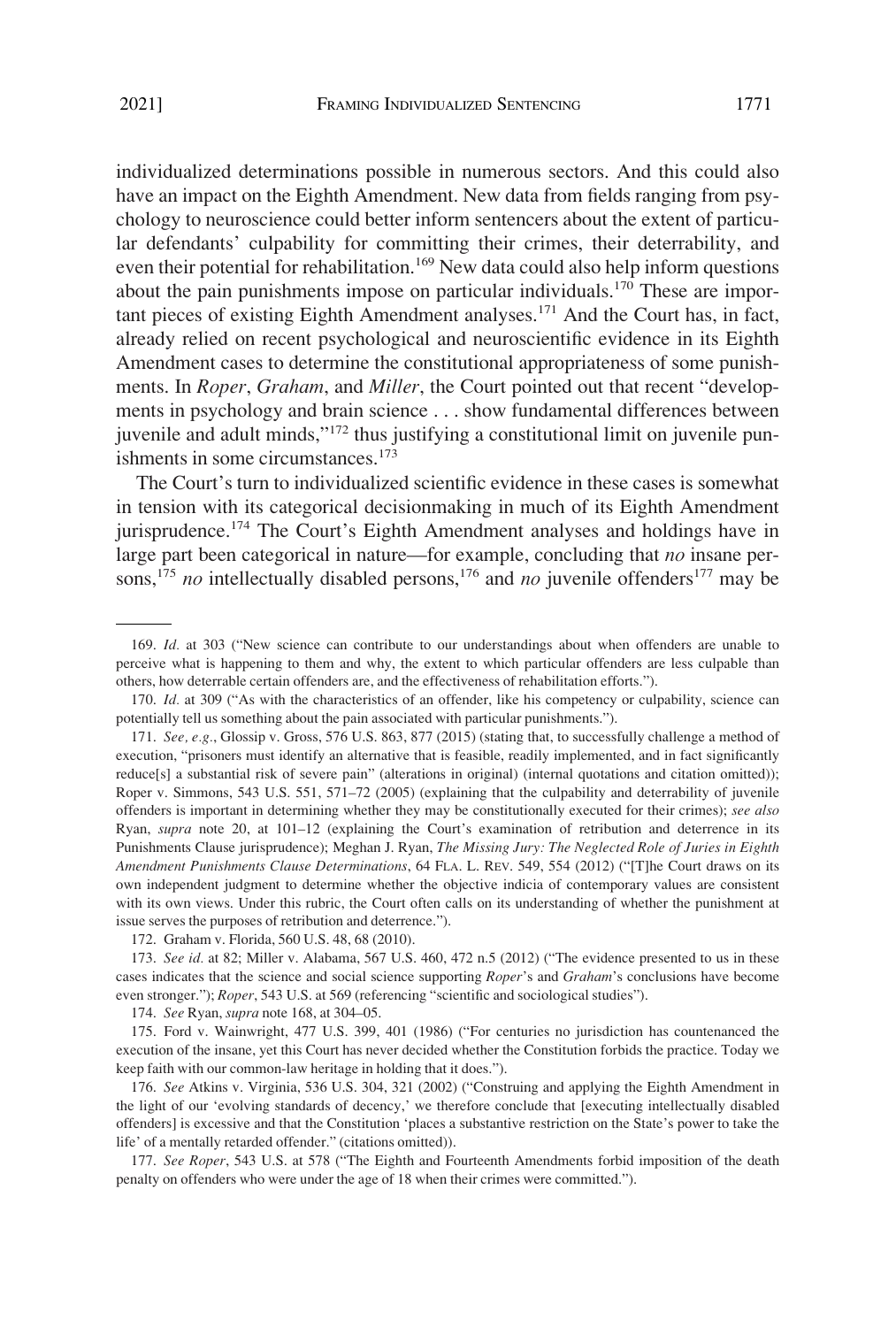individualized determinations possible in numerous sectors. And this could also have an impact on the Eighth Amendment. New data from fields ranging from psychology to neuroscience could better inform sentencers about the extent of particular defendants' culpability for committing their crimes, their deterrability, and even their potential for rehabilitation.[169] New data could also help inform questions about the pain punishments impose on particular individuals.[170] These are important pieces of existing Eighth Amendment analyses.[171] And the Court has, in fact, already relied on recent psychological and neuroscientific evidence in its Eighth Amendment cases to determine the constitutional appropriateness of some punishments. In *Roper*, *Graham*, and *Miller*, the Court pointed out that recent "developments in psychology and brain science . . . show fundamental differences between juvenile and adult minds,"[172] thus justifying a constitutional limit on juvenile punishments in some circumstances.[173]

The Court's turn to individualized scientific evidence in these cases is somewhat in tension with its categorical decisionmaking in much of its Eighth Amendment jurisprudence.[174] The Court's Eighth Amendment analyses and holdings have in large part been categorical in nature—for example, concluding that *no* insane persons,[175] *no* intellectually disabled persons,[176] and *no* juvenile offenders[177] may be

---

169. *Id.* at 303 ("New science can contribute to our understandings about when offenders are unable to perceive what is happening to them and why, the extent to which particular offenders are less culpable than others, how deterrable certain offenders are, and the effectiveness of rehabilitation efforts.").

170. *Id.* at 309 ("As with the characteristics of an offender, like his competency or culpability, science can potentially tell us something about the pain associated with particular punishments.").

171. *See, e.g.*, Glossip v. Gross, 576 U.S. 863, 877 (2015) (stating that, to successfully challenge a method of execution, "prisoners must identify an alternative that is feasible, readily implemented, and in fact significantly reduce[s] a substantial risk of severe pain" (alterations in original) (internal quotations and citation omitted)); Roper v. Simmons, 543 U.S. 551, 571–72 (2005) (explaining that the culpability and deterrability of juvenile offenders is important in determining whether they may be constitutionally executed for their crimes); *see also* Ryan, *supra* note 20, at 101–12 (explaining the Court's examination of retribution and deterrence in its Punishments Clause jurisprudence); Meghan J. Ryan, *The Missing Jury: The Neglected Role of Juries in Eighth Amendment Punishments Clause Determinations*, 64 FLA. L. REV. 549, 554 (2012) ("[T]he Court draws on its own independent judgment to determine whether the objective indicia of contemporary values are consistent with its own views. Under this rubric, the Court often calls on its understanding of whether the punishment at issue serves the purposes of retribution and deterrence.").

172. Graham v. Florida, 560 U.S. 48, 68 (2010).

173. *See id.* at 82; Miller v. Alabama, 567 U.S. 460, 472 n.5 (2012) ("The evidence presented to us in these cases indicates that the science and social science supporting *Roper*'s and *Graham*'s conclusions have become even stronger."); *Roper*, 543 U.S. at 569 (referencing "scientific and sociological studies").

174. *See* Ryan, *supra* note 168, at 304–05.

175. Ford v. Wainwright, 477 U.S. 399, 401 (1986) ("For centuries no jurisdiction has countenanced the execution of the insane, yet this Court has never decided whether the Constitution forbids the practice. Today we keep faith with our common-law heritage in holding that it does.").

176. *See* Atkins v. Virginia, 536 U.S. 304, 321 (2002) ("Construing and applying the Eighth Amendment in the light of our 'evolving standards of decency,' we therefore conclude that [executing intellectually disabled offenders] is excessive and that the Constitution 'places a substantive restriction on the State's power to take the life' of a mentally retarded offender." (citations omitted)).

177. *See Roper*, 543 U.S. at 578 ("The Eighth and Fourteenth Amendments forbid imposition of the death penalty on offenders who were under the age of 18 when their crimes were committed.").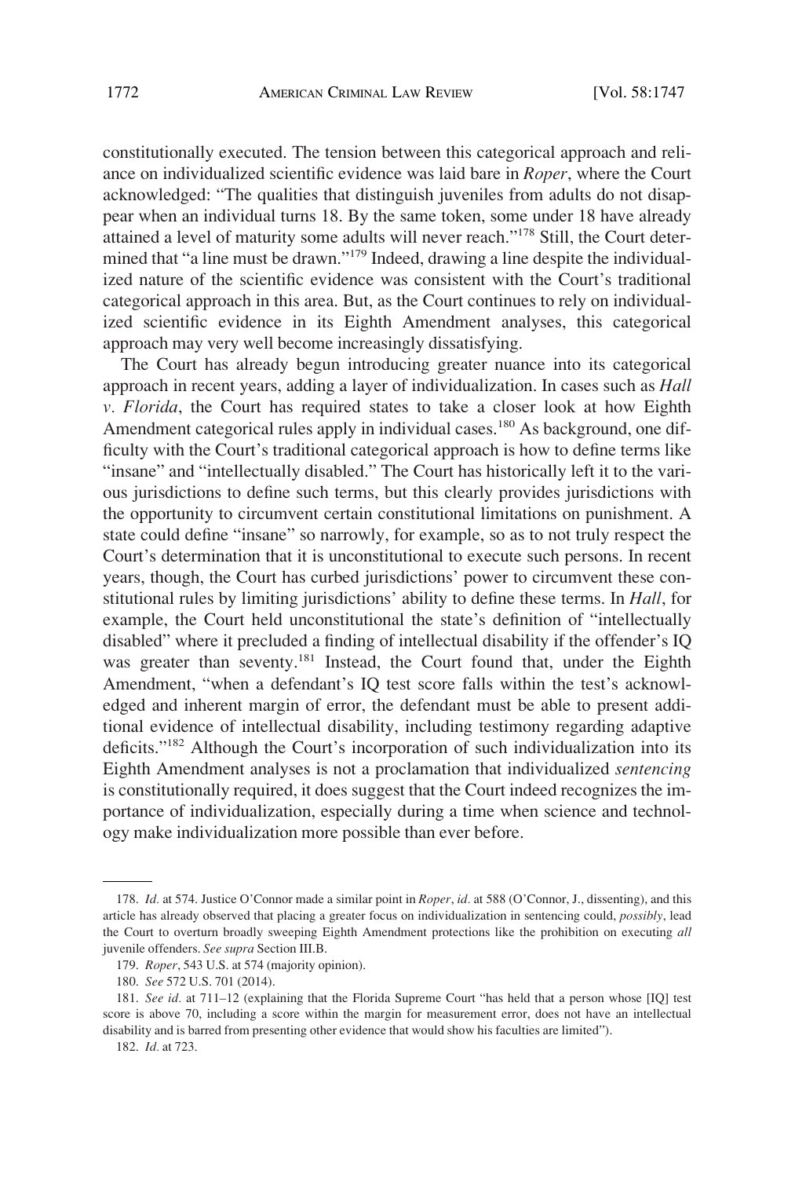constitutionally executed. The tension between this categorical approach and reliance on individualized scientific evidence was laid bare in *Roper*, where the Court acknowledged: "The qualities that distinguish juveniles from adults do not disappear when an individual turns 18. By the same token, some under 18 have already attained a level of maturity some adults will never reach."[178] Still, the Court determined that "a line must be drawn."[179] Indeed, drawing a line despite the individualized nature of the scientific evidence was consistent with the Court's traditional categorical approach in this area. But, as the Court continues to rely on individualized scientific evidence in its Eighth Amendment analyses, this categorical approach may very well become increasingly dissatisfying.

The Court has already begun introducing greater nuance into its categorical approach in recent years, adding a layer of individualization. In cases such as *Hall v. Florida*, the Court has required states to take a closer look at how Eighth Amendment categorical rules apply in individual cases.[180] As background, one difficulty with the Court's traditional categorical approach is how to define terms like "insane" and "intellectually disabled." The Court has historically left it to the various jurisdictions to define such terms, but this clearly provides jurisdictions with the opportunity to circumvent certain constitutional limitations on punishment. A state could define "insane" so narrowly, for example, so as to not truly respect the Court's determination that it is unconstitutional to execute such persons. In recent years, though, the Court has curbed jurisdictions' power to circumvent these constitutional rules by limiting jurisdictions' ability to define these terms. In *Hall*, for example, the Court held unconstitutional the state's definition of "intellectually disabled" where it precluded a finding of intellectual disability if the offender's IQ was greater than seventy.[181] Instead, the Court found that, under the Eighth Amendment, "when a defendant's IQ test score falls within the test's acknowledged and inherent margin of error, the defendant must be able to present additional evidence of intellectual disability, including testimony regarding adaptive deficits."[182] Although the Court's incorporation of such individualization into its Eighth Amendment analyses is not a proclamation that individualized *sentencing* is constitutionally required, it does suggest that the Court indeed recognizes the importance of individualization, especially during a time when science and technology make individualization more possible than ever before.

---

178. *Id.* at 574. Justice O'Connor made a similar point in *Roper*, *id.* at 588 (O'Connor, J., dissenting), and this article has already observed that placing a greater focus on individualization in sentencing could, *possibly*, lead the Court to overturn broadly sweeping Eighth Amendment protections like the prohibition on executing *all* juvenile offenders. *See supra* Section III.B.

179. *Roper*, 543 U.S. at 574 (majority opinion).

180. *See* 572 U.S. 701 (2014).

181. *See id.* at 711–12 (explaining that the Florida Supreme Court "has held that a person whose [IQ] test score is above 70, including a score within the margin for measurement error, does not have an intellectual disability and is barred from presenting other evidence that would show his faculties are limited").

182. *Id.* at 723.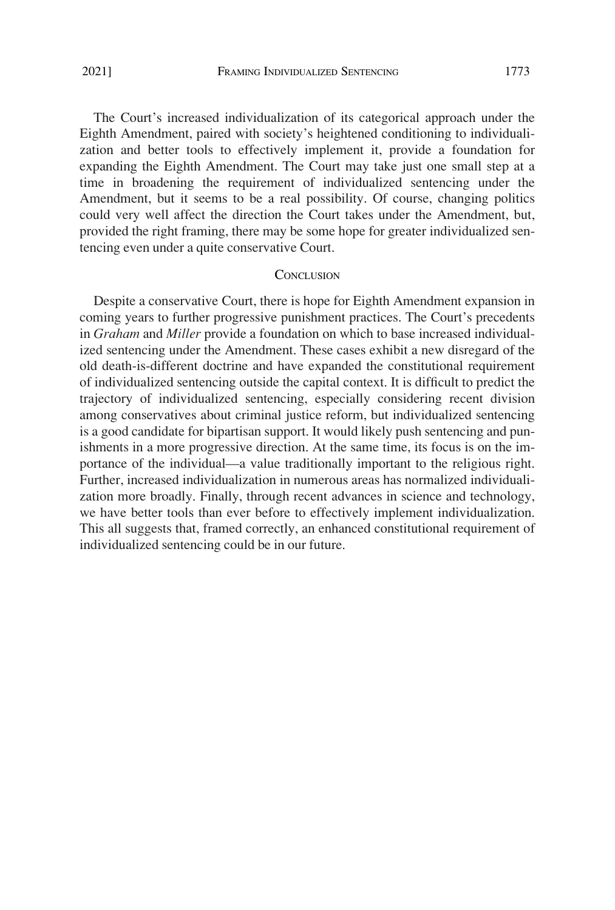The Court's increased individualization of its categorical approach under the Eighth Amendment, paired with society's heightened conditioning to individualization and better tools to effectively implement it, provide a foundation for expanding the Eighth Amendment. The Court may take just one small step at a time in broadening the requirement of individualized sentencing under the Amendment, but it seems to be a real possibility. Of course, changing politics could very well affect the direction the Court takes under the Amendment, but, provided the right framing, there may be some hope for greater individualized sentencing even under a quite conservative Court.

## Conclusion

Despite a conservative Court, there is hope for Eighth Amendment expansion in coming years to further progressive punishment practices. The Court's precedents in *Graham* and *Miller* provide a foundation on which to base increased individualized sentencing under the Amendment. These cases exhibit a new disregard of the old death-is-different doctrine and have expanded the constitutional requirement of individualized sentencing outside the capital context. It is difficult to predict the trajectory of individualized sentencing, especially considering recent division among conservatives about criminal justice reform, but individualized sentencing is a good candidate for bipartisan support. It would likely push sentencing and punishments in a more progressive direction. At the same time, its focus is on the importance of the individual—a value traditionally important to the religious right. Further, increased individualization in numerous areas has normalized individualization more broadly. Finally, through recent advances in science and technology, we have better tools than ever before to effectively implement individualization. This all suggests that, framed correctly, an enhanced constitutional requirement of individualized sentencing could be in our future.